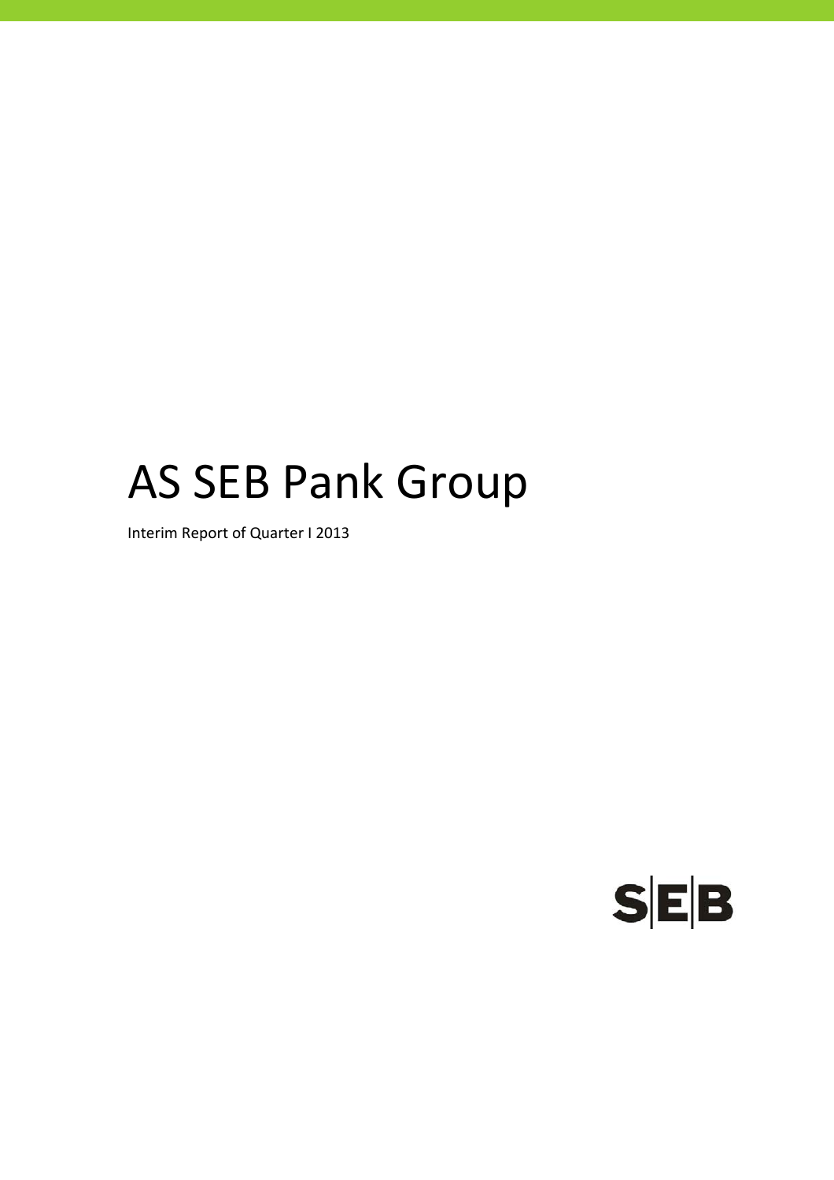# AS SEB Pank Group

Interim Report of Quarter I 2013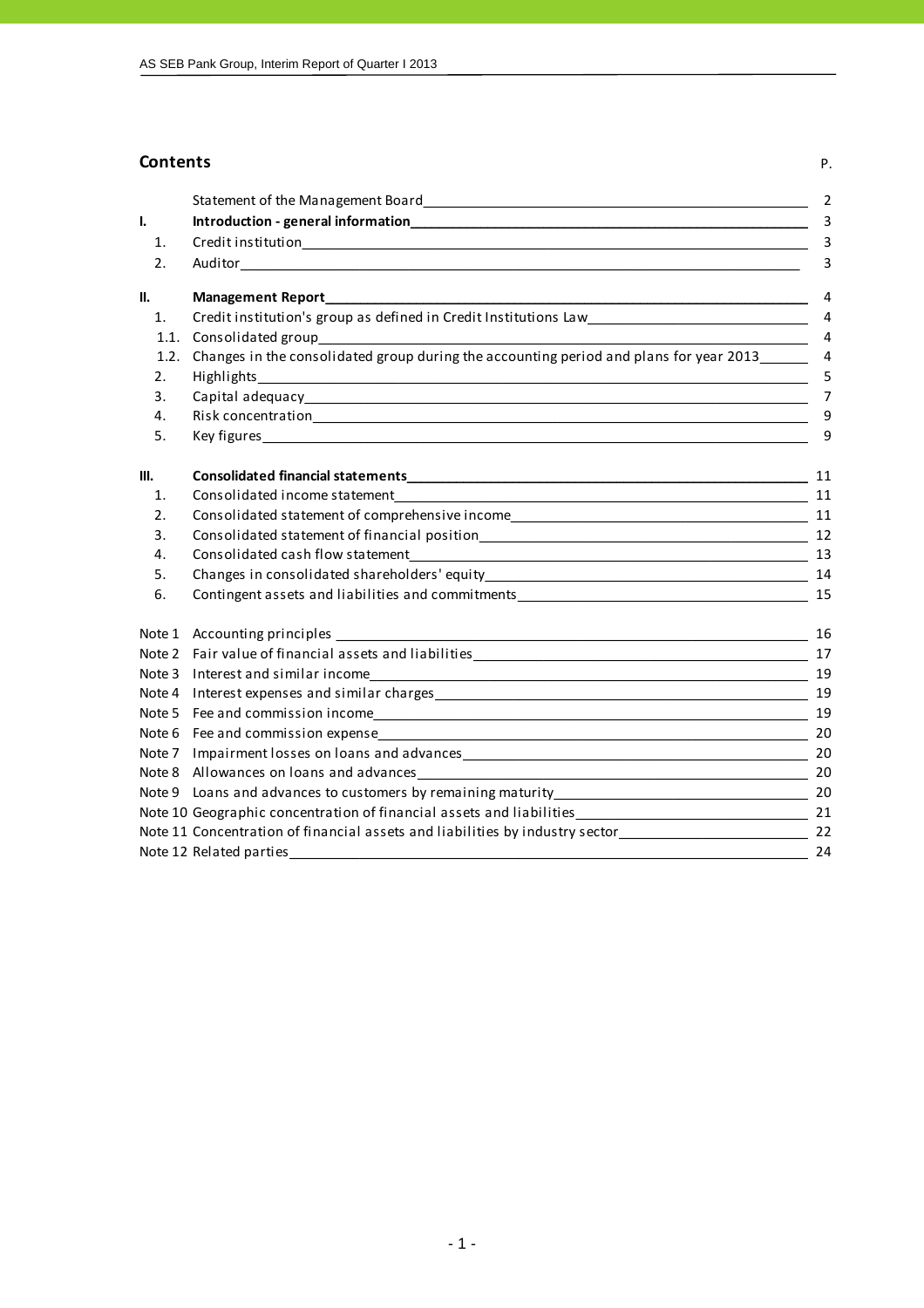## Contents

| | | P. |
|---|---|---|
| | Statement of the Management Board | 2 |
| **I.** | **Introduction - general information** | 3 |
| 1. | Credit institution | 3 |
| 2. | Auditor | 3 |
| **II.** | **Management Report** | 4 |
| 1. | Credit institution's group as defined in Credit Institutions Law | 4 |
| 1.1. | Consolidated group | 4 |
| 1.2. | Changes in the consolidated group during the accounting period and plans for year 2013 | 4 |
| 2. | Highlights | 5 |
| 3. | Capital adequacy | 7 |
| 4. | Risk concentration | 9 |
| 5. | Key figures | 9 |
| **III.** | **Consolidated financial statements** | 11 |
| 1. | Consolidated income statement | 11 |
| 2. | Consolidated statement of comprehensive income | 11 |
| 3. | Consolidated statement of financial position | 12 |
| 4. | Consolidated cash flow statement | 13 |
| 5. | Changes in consolidated shareholders' equity | 14 |
| 6. | Contingent assets and liabilities and commitments | 15 |
| Note 1 | Accounting principles | 16 |
| Note 2 | Fair value of financial assets and liabilities | 17 |
| Note 3 | Interest and similar income | 19 |
| Note 4 | Interest expenses and similar charges | 19 |
| Note 5 | Fee and commission income | 19 |
| Note 6 | Fee and commission expense | 20 |
| Note 7 | Impairment losses on loans and advances | 20 |
| Note 8 | Allowances on loans and advances | 20 |
| Note 9 | Loans and advances to customers by remaining maturity | 20 |
| Note 10 | Geographic concentration of financial assets and liabilities | 21 |
| Note 11 | Concentration of financial assets and liabilities by industry sector | 22 |
| Note 12 | Related parties | 24 |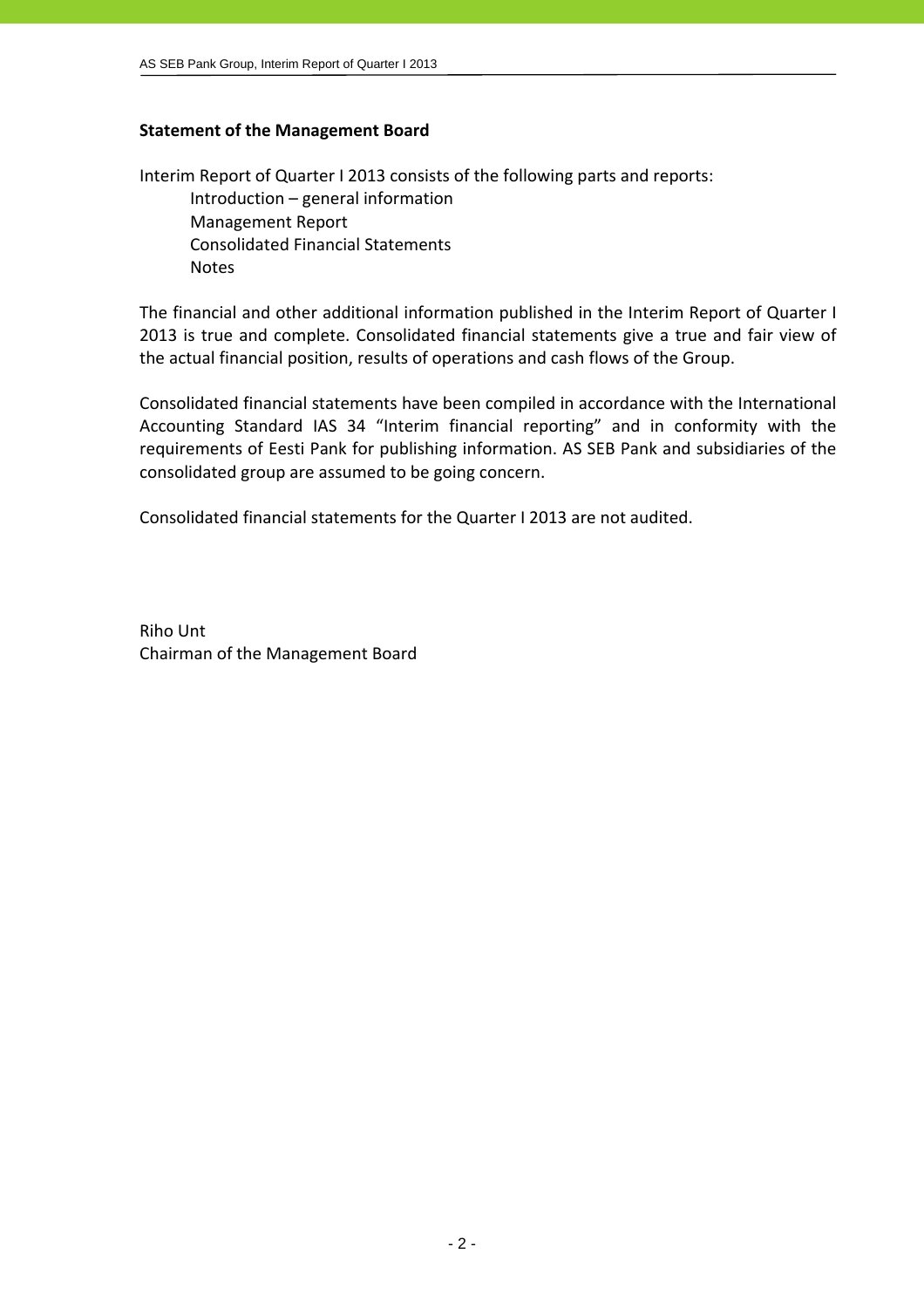## Statement of the Management Board

Interim Report of Quarter I 2013 consists of the following parts and reports:

- Introduction – general information
- Management Report
- Consolidated Financial Statements
- Notes

The financial and other additional information published in the Interim Report of Quarter I 2013 is true and complete. Consolidated financial statements give a true and fair view of the actual financial position, results of operations and cash flows of the Group.

Consolidated financial statements have been compiled in accordance with the International Accounting Standard IAS 34 "Interim financial reporting" and in conformity with the requirements of Eesti Pank for publishing information. AS SEB Pank and subsidiaries of the consolidated group are assumed to be going concern.

Consolidated financial statements for the Quarter I 2013 are not audited.

Riho Unt
Chairman of the Management Board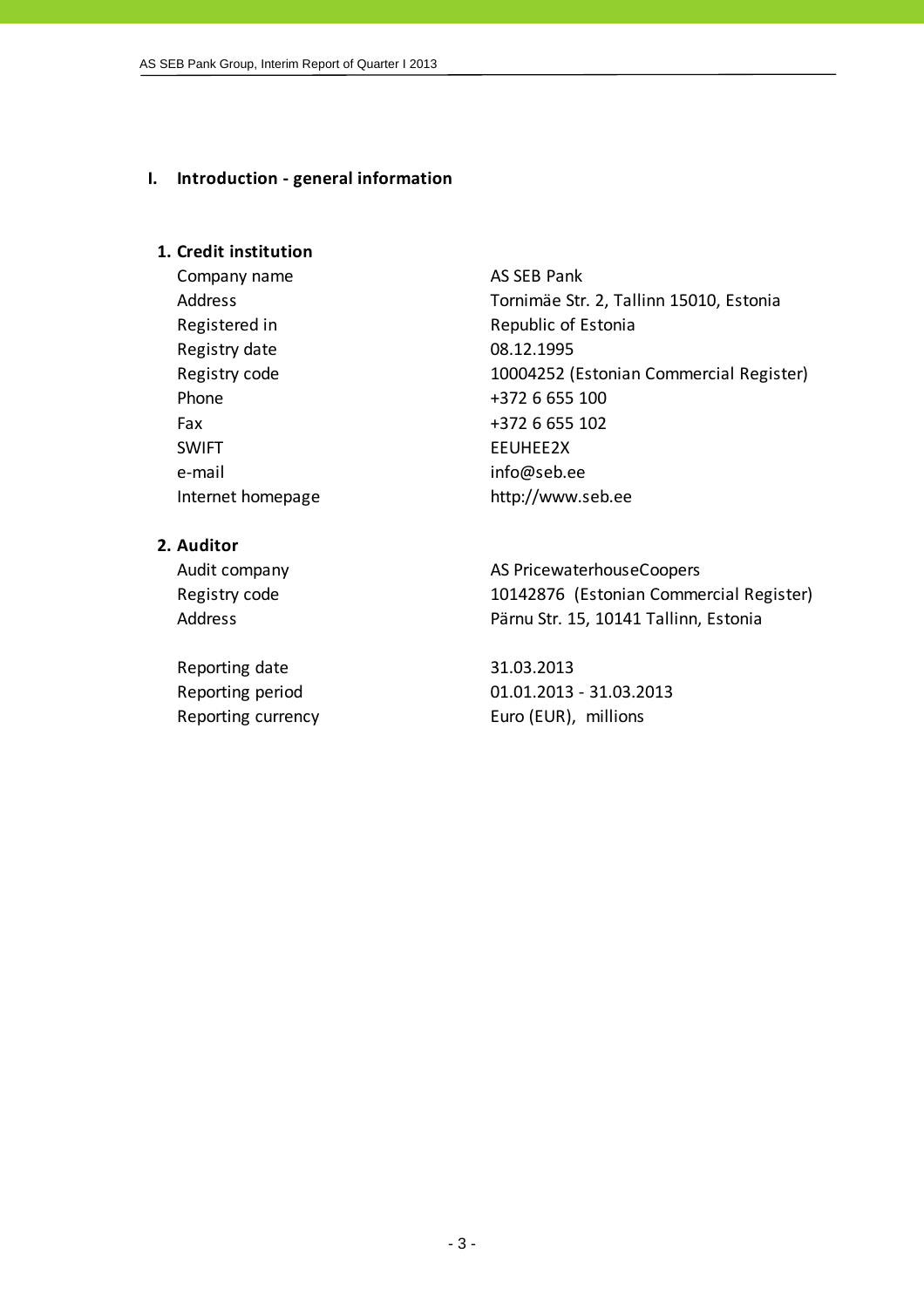# I. Introduction - general information

## 1. Credit institution

| | |
|---|---|
| Company name | AS SEB Pank |
| Address | Tornimäe Str. 2, Tallinn 15010, Estonia |
| Registered in | Republic of Estonia |
| Registry date | 08.12.1995 |
| Registry code | 10004252 (Estonian Commercial Register) |
| Phone | +372 6 655 100 |
| Fax | +372 6 655 102 |
| SWIFT | EEUHEE2X |
| e-mail | info@seb.ee |
| Internet homepage | http://www.seb.ee |

## 2. Auditor

| | |
|---|---|
| Audit company | AS PricewaterhouseCoopers |
| Registry code | 10142876 (Estonian Commercial Register) |
| Address | Pärnu Str. 15, 10141 Tallinn, Estonia |

| | |
|---|---|
| Reporting date | 31.03.2013 |
| Reporting period | 01.01.2013 - 31.03.2013 |
| Reporting currency | Euro (EUR), millions |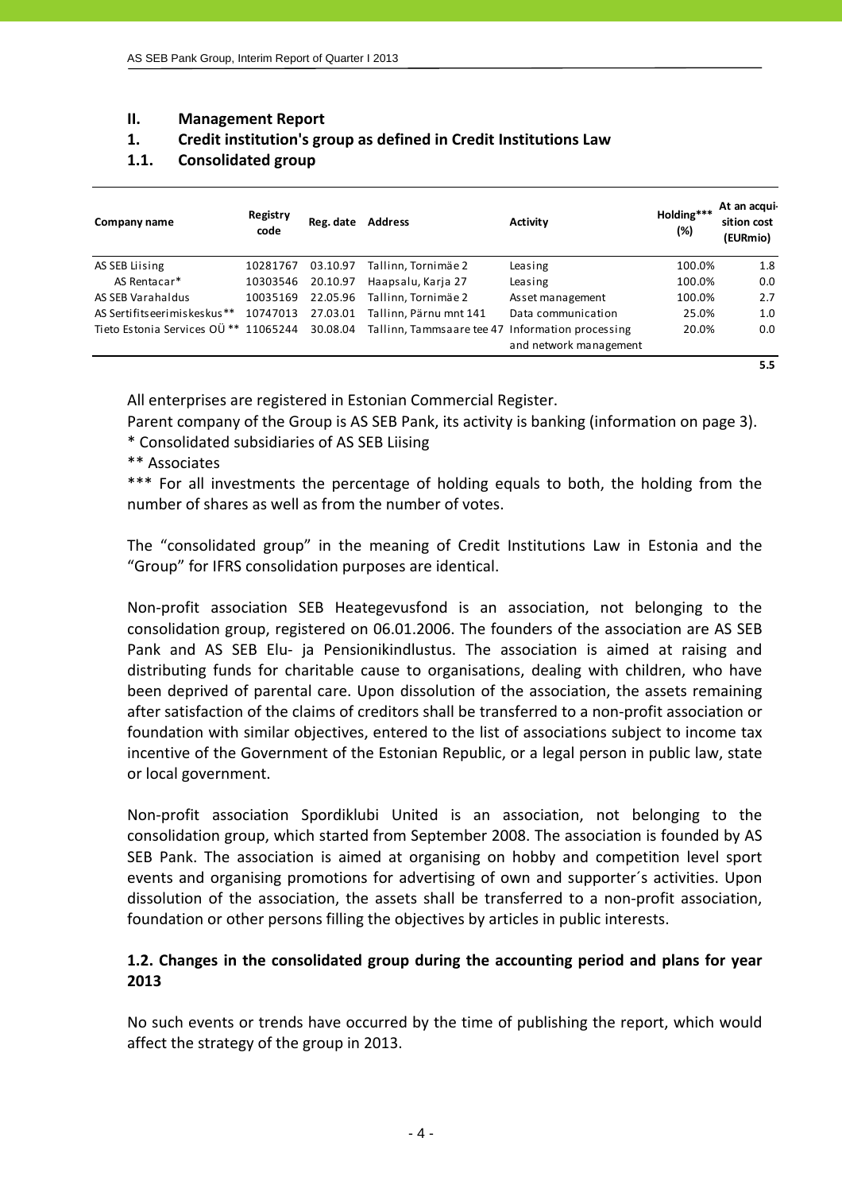## II. Management Report

### 1. Credit institution's group as defined in Credit Institutions Law

### 1.1. Consolidated group

| Company name | Registry code | Reg. date | Address | Activity | Holding*** (%) | At an acquisition cost (EURmio) |
|---|---|---|---|---|---|---|
| AS SEB Liising | 10281767 | 03.10.97 | Tallinn, Tornimäe 2 | Leasing | 100.0% | 1.8 |
| AS Rentacar* | 10303546 | 20.10.97 | Haapsalu, Karja 27 | Leasing | 100.0% | 0.0 |
| AS SEB Varahaldus | 10035169 | 22.05.96 | Tallinn, Tornimäe 2 | Asset management | 100.0% | 2.7 |
| AS Sertifitseerimiskeskus** | 10747013 | 27.03.01 | Tallinn, Pärnu mnt 141 | Data communication | 25.0% | 1.0 |
| Tieto Estonia Services OÜ ** | 11065244 | 30.08.04 | Tallinn, Tammsaare tee 47 | Information processing and network management | 20.0% | 0.0 |
| | | | | | | 5.5 |

All enterprises are registered in Estonian Commercial Register.

Parent company of the Group is AS SEB Pank, its activity is banking (information on page 3).

* Consolidated subsidiaries of AS SEB Liising

** Associates

*** For all investments the percentage of holding equals to both, the holding from the number of shares as well as from the number of votes.

The "consolidated group" in the meaning of Credit Institutions Law in Estonia and the "Group" for IFRS consolidation purposes are identical.

Non-profit association SEB Heategevusfond is an association, not belonging to the consolidation group, registered on 06.01.2006. The founders of the association are AS SEB Pank and AS SEB Elu- ja Pensionikindlustus. The association is aimed at raising and distributing funds for charitable cause to organisations, dealing with children, who have been deprived of parental care. Upon dissolution of the association, the assets remaining after satisfaction of the claims of creditors shall be transferred to a non-profit association or foundation with similar objectives, entered to the list of associations subject to income tax incentive of the Government of the Estonian Republic, or a legal person in public law, state or local government.

Non-profit association Spordiklubi United is an association, not belonging to the consolidation group, which started from September 2008. The association is founded by AS SEB Pank. The association is aimed at organising on hobby and competition level sport events and organising promotions for advertising of own and supporter´s activities. Upon dissolution of the association, the assets shall be transferred to a non-profit association, foundation or other persons filling the objectives by articles in public interests.

### 1.2. Changes in the consolidated group during the accounting period and plans for year 2013

No such events or trends have occurred by the time of publishing the report, which would affect the strategy of the group in 2013.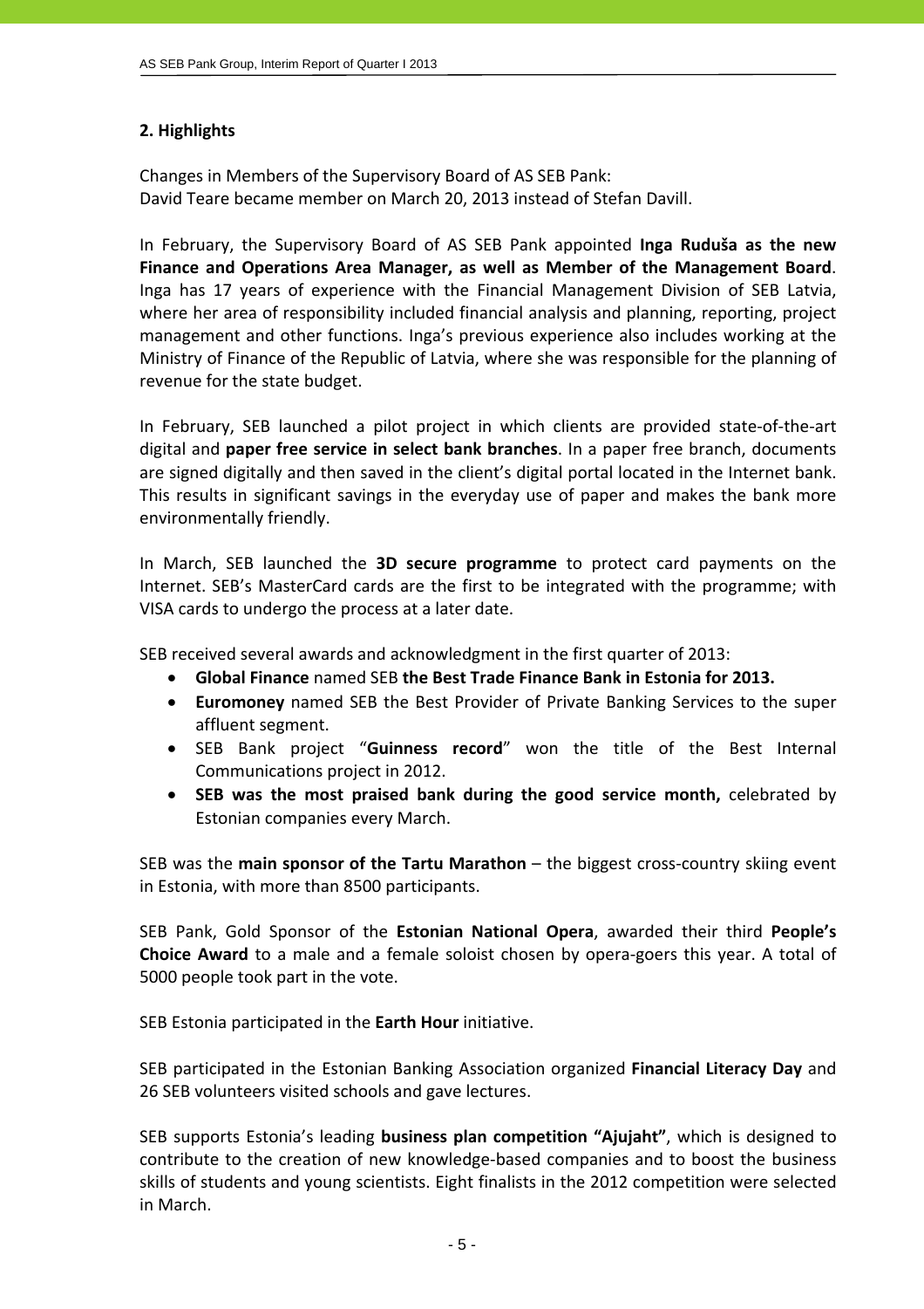## 2. Highlights

Changes in Members of the Supervisory Board of AS SEB Pank:
David Teare became member on March 20, 2013 instead of Stefan Davill.

In February, the Supervisory Board of AS SEB Pank appointed **Inga Ruduša as the new Finance and Operations Area Manager, as well as Member of the Management Board**. Inga has 17 years of experience with the Financial Management Division of SEB Latvia, where her area of responsibility included financial analysis and planning, reporting, project management and other functions. Inga's previous experience also includes working at the Ministry of Finance of the Republic of Latvia, where she was responsible for the planning of revenue for the state budget.

In February, SEB launched a pilot project in which clients are provided state-of-the-art digital and **paper free service in select bank branches**. In a paper free branch, documents are signed digitally and then saved in the client's digital portal located in the Internet bank. This results in significant savings in the everyday use of paper and makes the bank more environmentally friendly.

In March, SEB launched the **3D secure programme** to protect card payments on the Internet. SEB's MasterCard cards are the first to be integrated with the programme; with VISA cards to undergo the process at a later date.

SEB received several awards and acknowledgment in the first quarter of 2013:

- **Global Finance** named SEB **the Best Trade Finance Bank in Estonia for 2013.**
- **Euromoney** named SEB the Best Provider of Private Banking Services to the super affluent segment.
- SEB Bank project "**Guinness record**" won the title of the Best Internal Communications project in 2012.
- **SEB was the most praised bank during the good service month,** celebrated by Estonian companies every March.

SEB was the **main sponsor of the Tartu Marathon** – the biggest cross-country skiing event in Estonia, with more than 8500 participants.

SEB Pank, Gold Sponsor of the **Estonian National Opera**, awarded their third **People's Choice Award** to a male and a female soloist chosen by opera-goers this year. A total of 5000 people took part in the vote.

SEB Estonia participated in the **Earth Hour** initiative.

SEB participated in the Estonian Banking Association organized **Financial Literacy Day** and 26 SEB volunteers visited schools and gave lectures.

SEB supports Estonia's leading **business plan competition "Ajujaht"**, which is designed to contribute to the creation of new knowledge-based companies and to boost the business skills of students and young scientists. Eight finalists in the 2012 competition were selected in March.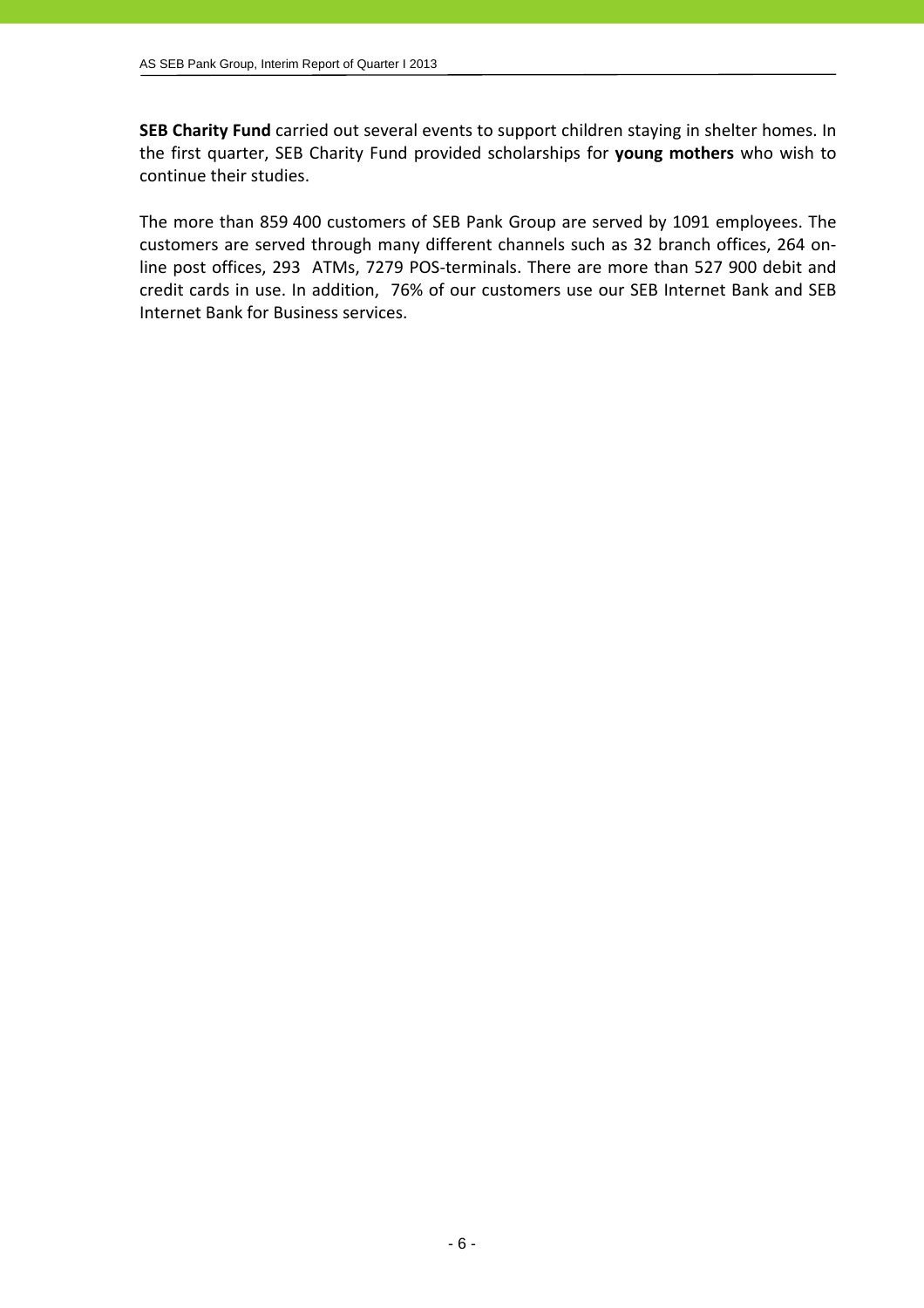**SEB Charity Fund** carried out several events to support children staying in shelter homes. In the first quarter, SEB Charity Fund provided scholarships for **young mothers** who wish to continue their studies.

The more than 859 400 customers of SEB Pank Group are served by 1091 employees. The customers are served through many different channels such as 32 branch offices, 264 on-line post offices, 293 ATMs, 7279 POS-terminals. There are more than 527 900 debit and credit cards in use. In addition, 76% of our customers use our SEB Internet Bank and SEB Internet Bank for Business services.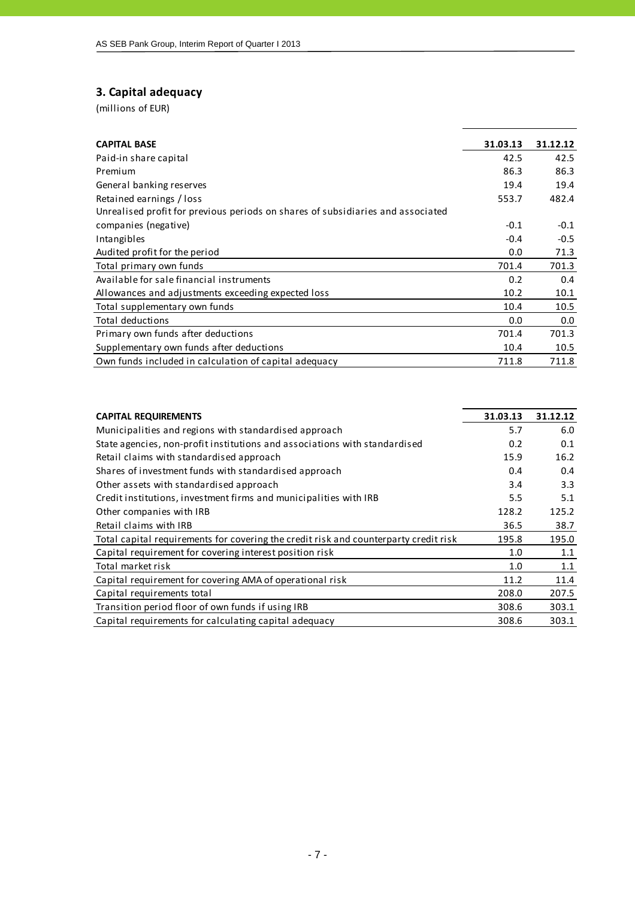## 3. Capital adequacy

(millions of EUR)

| CAPITAL BASE | 31.03.13 | 31.12.12 |
|---|---|---|
| Paid-in share capital | 42.5 | 42.5 |
| Premium | 86.3 | 86.3 |
| General banking reserves | 19.4 | 19.4 |
| Retained earnings / loss | 553.7 | 482.4 |
| Unrealised profit for previous periods on shares of subsidiaries and associated companies (negative) | -0.1 | -0.1 |
| Intangibles | -0.4 | -0.5 |
| Audited profit for the period | 0.0 | 71.3 |
| Total primary own funds | 701.4 | 701.3 |
| Available for sale financial instruments | 0.2 | 0.4 |
| Allowances and adjustments exceeding expected loss | 10.2 | 10.1 |
| Total supplementary own funds | 10.4 | 10.5 |
| Total deductions | 0.0 | 0.0 |
| Primary own funds after deductions | 701.4 | 701.3 |
| Supplementary own funds after deductions | 10.4 | 10.5 |
| Own funds included in calculation of capital adequacy | 711.8 | 711.8 |

| CAPITAL REQUIREMENTS | 31.03.13 | 31.12.12 |
|---|---|---|
| Municipalities and regions with standardised approach | 5.7 | 6.0 |
| State agencies, non-profit institutions and associations with standardised | 0.2 | 0.1 |
| Retail claims with standardised approach | 15.9 | 16.2 |
| Shares of investment funds with standardised approach | 0.4 | 0.4 |
| Other assets with standardised approach | 3.4 | 3.3 |
| Credit institutions, investment firms and municipalities with IRB | 5.5 | 5.1 |
| Other companies with IRB | 128.2 | 125.2 |
| Retail claims with IRB | 36.5 | 38.7 |
| Total capital requirements for covering the credit risk and counterparty credit risk | 195.8 | 195.0 |
| Capital requirement for covering interest position risk | 1.0 | 1.1 |
| Total market risk | 1.0 | 1.1 |
| Capital requirement for covering AMA of operational risk | 11.2 | 11.4 |
| Capital requirements total | 208.0 | 207.5 |
| Transition period floor of own funds if using IRB | 308.6 | 303.1 |
| Capital requirements for calculating capital adequacy | 308.6 | 303.1 |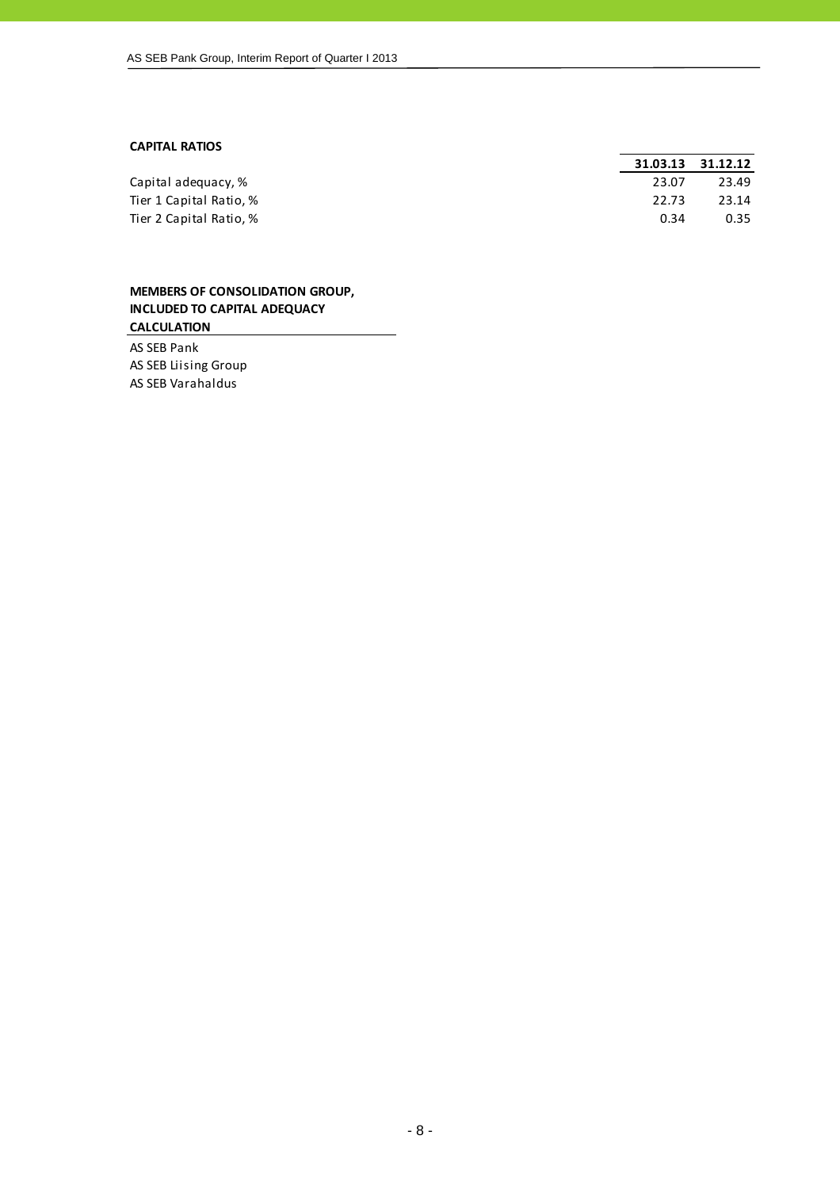**CAPITAL RATIOS**

| | 31.03.13 | 31.12.12 |
|---|---|---|
| Capital adequacy, % | 23.07 | 23.49 |
| Tier 1 Capital Ratio, % | 22.73 | 23.14 |
| Tier 2 Capital Ratio, % | 0.34 | 0.35 |

**MEMBERS OF CONSOLIDATION GROUP, INCLUDED TO CAPITAL ADEQUACY CALCULATION**

AS SEB Pank
AS SEB Liising Group
AS SEB Varahaldus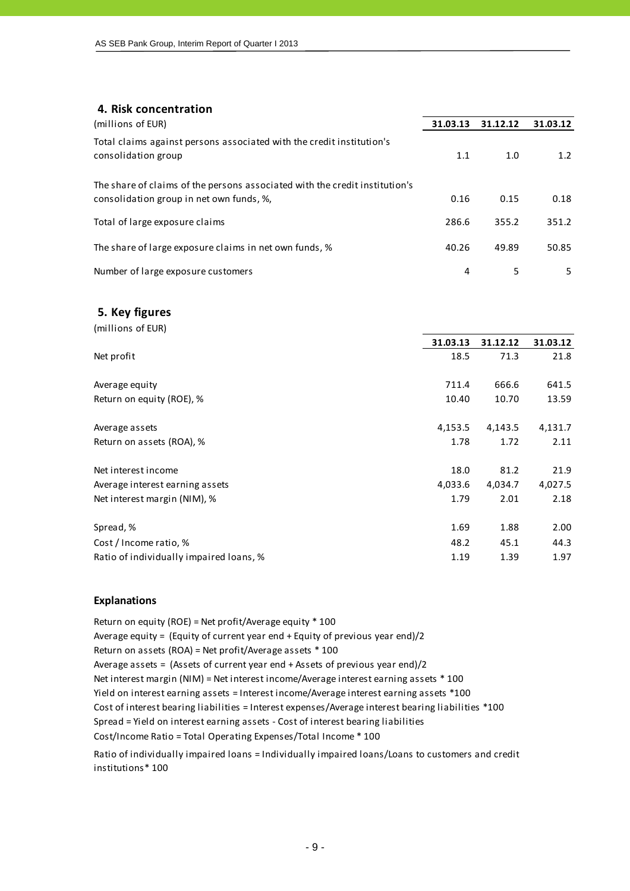## 4. Risk concentration

| (millions of EUR) | 31.03.13 | 31.12.12 | 31.03.12 |
|---|---|---|---|
| Total claims against persons associated with the credit institution's consolidation group | 1.1 | 1.0 | 1.2 |
| The share of claims of the persons associated with the credit institution's consolidation group in net own funds, %, | 0.16 | 0.15 | 0.18 |
| Total of large exposure claims | 286.6 | 355.2 | 351.2 |
| The share of large exposure claims in net own funds, % | 40.26 | 49.89 | 50.85 |
| Number of large exposure customers | 4 | 5 | 5 |

## 5. Key figures

(millions of EUR)

| | 31.03.13 | 31.12.12 | 31.03.12 |
|---|---|---|---|
| Net profit | 18.5 | 71.3 | 21.8 |
| Average equity | 711.4 | 666.6 | 641.5 |
| Return on equity (ROE), % | 10.40 | 10.70 | 13.59 |
| Average assets | 4,153.5 | 4,143.5 | 4,131.7 |
| Return on assets (ROA), % | 1.78 | 1.72 | 2.11 |
| Net interest income | 18.0 | 81.2 | 21.9 |
| Average interest earning assets | 4,033.6 | 4,034.7 | 4,027.5 |
| Net interest margin (NIM), % | 1.79 | 2.01 | 2.18 |
| Spread, % | 1.69 | 1.88 | 2.00 |
| Cost / Income ratio, % | 48.2 | 45.1 | 44.3 |
| Ratio of individually impaired loans, % | 1.19 | 1.39 | 1.97 |

### Explanations

Return on equity (ROE) = Net profit/Average equity * 100

Average equity = (Equity of current year end + Equity of previous year end)/2

Return on assets (ROA) = Net profit/Average assets * 100

Average assets = (Assets of current year end + Assets of previous year end)/2

Net interest margin (NIM) = Net interest income/Average interest earning assets * 100

Yield on interest earning assets = Interest income/Average interest earning assets *100

Cost of interest bearing liabilities = Interest expenses/Average interest bearing liabilities *100

Spread = Yield on interest earning assets - Cost of interest bearing liabilities

Cost/Income Ratio = Total Operating Expenses/Total Income * 100

Ratio of individually impaired loans = Individually impaired loans/Loans to customers and credit institutions* 100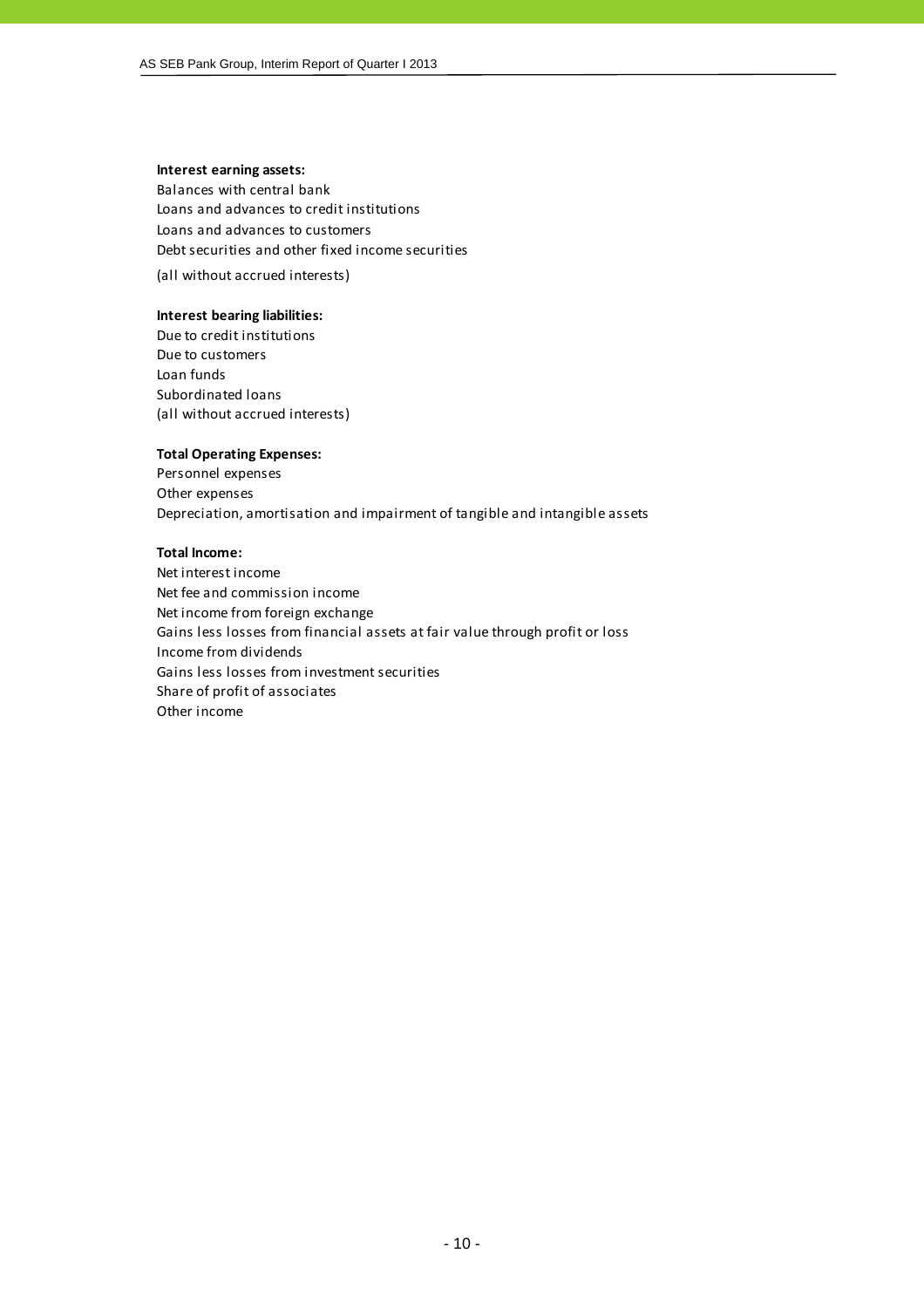**Interest earning assets:**

Balances with central bank
Loans and advances to credit institutions
Loans and advances to customers
Debt securities and other fixed income securities
(all without accrued interests)

**Interest bearing liabilities:**

Due to credit institutions
Due to customers
Loan funds
Subordinated loans
(all without accrued interests)

**Total Operating Expenses:**

Personnel expenses
Other expenses
Depreciation, amortisation and impairment of tangible and intangible assets

**Total Income:**

Net interest income
Net fee and commission income
Net income from foreign exchange
Gains less losses from financial assets at fair value through profit or loss
Income from dividends
Gains less losses from investment securities
Share of profit of associates
Other income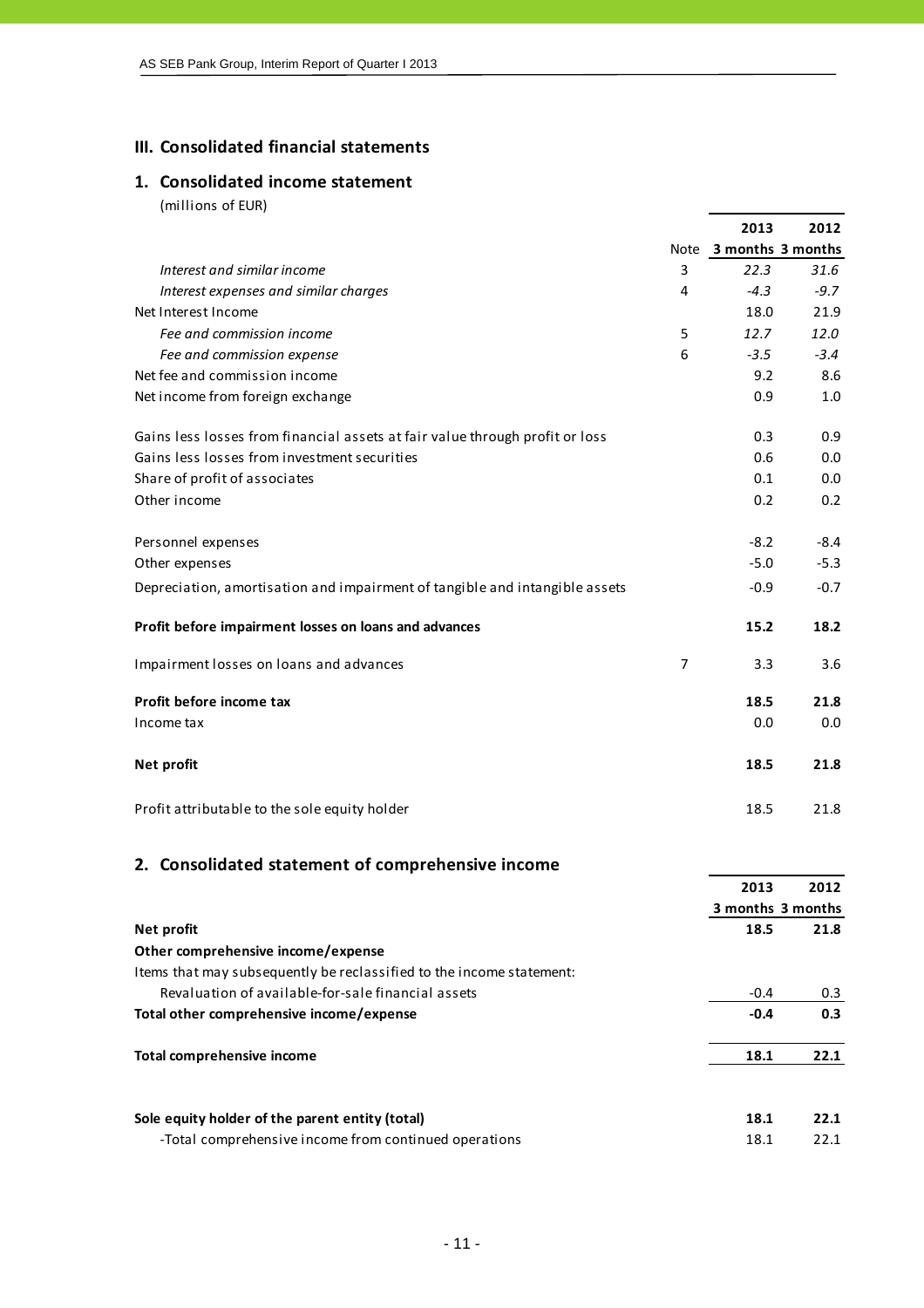# III. Consolidated financial statements

## 1. Consolidated income statement

(millions of EUR)

| | Note | 2013 3 months | 2012 3 months |
|---|---|---|---|
| *Interest and similar income* | 3 | *22.3* | *31.6* |
| *Interest expenses and similar charges* | 4 | *-4.3* | *-9.7* |
| Net Interest Income | | 18.0 | 21.9 |
| *Fee and commission income* | 5 | *12.7* | *12.0* |
| *Fee and commission expense* | 6 | *-3.5* | *-3.4* |
| Net fee and commission income | | 9.2 | 8.6 |
| Net income from foreign exchange | | 0.9 | 1.0 |
| Gains less losses from financial assets at fair value through profit or loss | | 0.3 | 0.9 |
| Gains less losses from investment securities | | 0.6 | 0.0 |
| Share of profit of associates | | 0.1 | 0.0 |
| Other income | | 0.2 | 0.2 |
| Personnel expenses | | -8.2 | -8.4 |
| Other expenses | | -5.0 | -5.3 |
| Depreciation, amortisation and impairment of tangible and intangible assets | | -0.9 | -0.7 |
| **Profit before impairment losses on loans and advances** | | **15.2** | **18.2** |
| Impairment losses on loans and advances | 7 | 3.3 | 3.6 |
| **Profit before income tax** | | **18.5** | **21.8** |
| Income tax | | 0.0 | 0.0 |
| **Net profit** | | **18.5** | **21.8** |
| Profit attributable to the sole equity holder | | 18.5 | 21.8 |

## 2. Consolidated statement of comprehensive income

| | 2013 3 months | 2012 3 months |
|---|---|---|
| **Net profit** | **18.5** | **21.8** |
| **Other comprehensive income/expense** | | |
| Items that may subsequently be reclassified to the income statement: | | |
| Revaluation of available-for-sale financial assets | -0.4 | 0.3 |
| **Total other comprehensive income/expense** | **-0.4** | **0.3** |
| **Total comprehensive income** | **18.1** | **22.1** |
| **Sole equity holder of the parent entity (total)** | **18.1** | **22.1** |
| -Total comprehensive income from continued operations | 18.1 | 22.1 |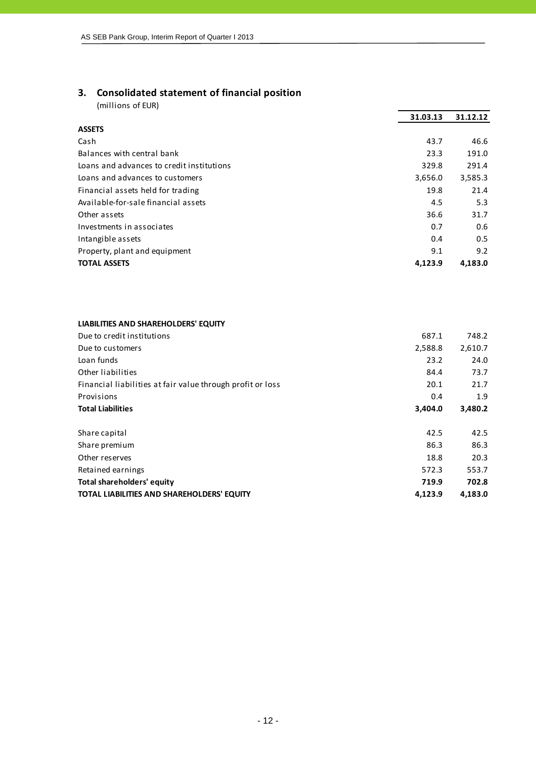## 3. Consolidated statement of financial position

(millions of EUR)

| | 31.03.13 | 31.12.12 |
|---|---|---|
| **ASSETS** | | |
| Cash | 43.7 | 46.6 |
| Balances with central bank | 23.3 | 191.0 |
| Loans and advances to credit institutions | 329.8 | 291.4 |
| Loans and advances to customers | 3,656.0 | 3,585.3 |
| Financial assets held for trading | 19.8 | 21.4 |
| Available-for-sale financial assets | 4.5 | 5.3 |
| Other assets | 36.6 | 31.7 |
| Investments in associates | 0.7 | 0.6 |
| Intangible assets | 0.4 | 0.5 |
| Property, plant and equipment | 9.1 | 9.2 |
| **TOTAL ASSETS** | **4,123.9** | **4,183.0** |
| | | |
| **LIABILITIES AND SHAREHOLDERS' EQUITY** | | |
| Due to credit institutions | 687.1 | 748.2 |
| Due to customers | 2,588.8 | 2,610.7 |
| Loan funds | 23.2 | 24.0 |
| Other liabilities | 84.4 | 73.7 |
| Financial liabilities at fair value through profit or loss | 20.1 | 21.7 |
| Provisions | 0.4 | 1.9 |
| **Total Liabilities** | **3,404.0** | **3,480.2** |
| | | |
| Share capital | 42.5 | 42.5 |
| Share premium | 86.3 | 86.3 |
| Other reserves | 18.8 | 20.3 |
| Retained earnings | 572.3 | 553.7 |
| **Total shareholders' equity** | **719.9** | **702.8** |
| **TOTAL LIABILITIES AND SHAREHOLDERS' EQUITY** | **4,123.9** | **4,183.0** |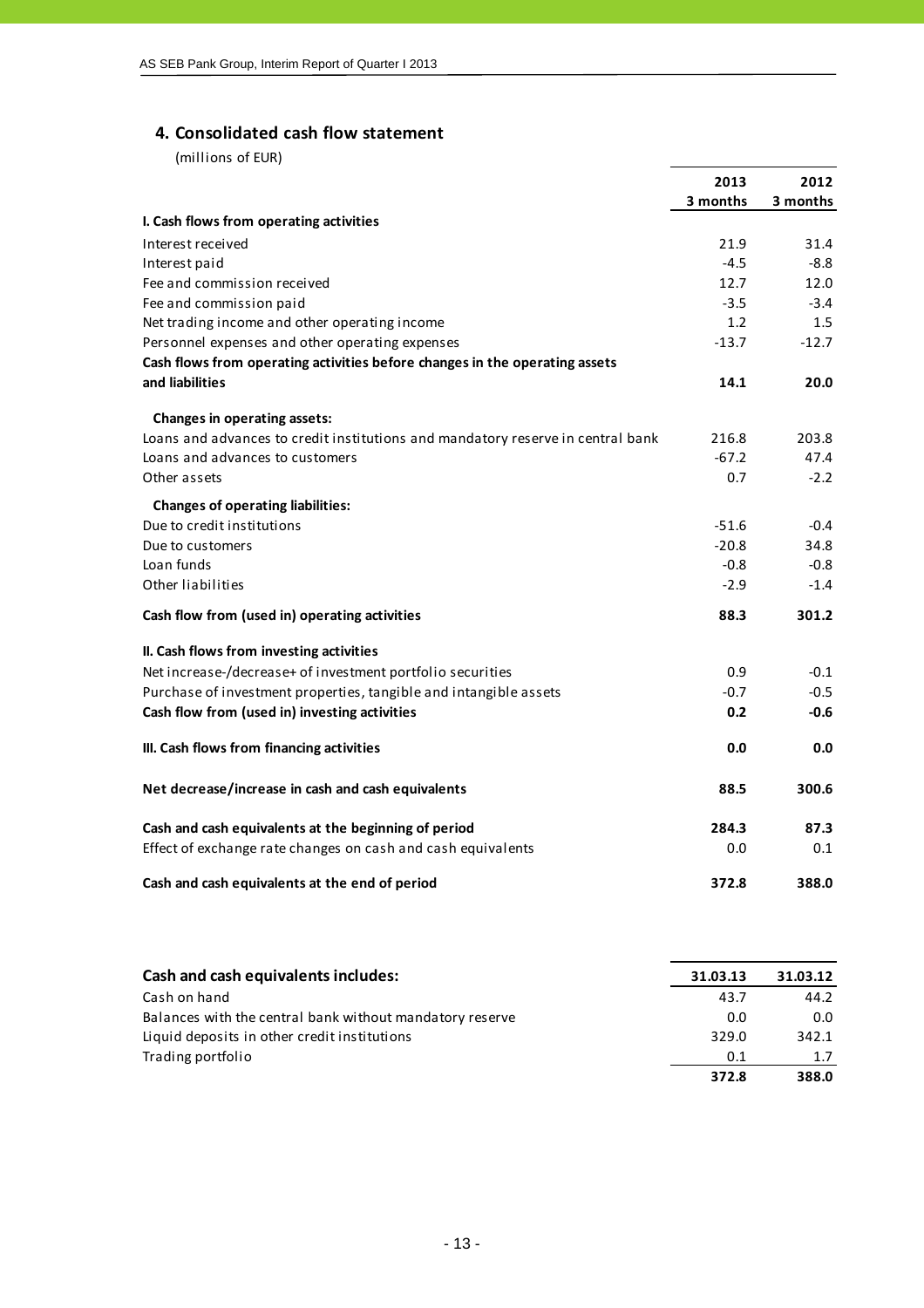## 4. Consolidated cash flow statement

(millions of EUR)

| | 2013 3 months | 2012 3 months |
|---|---|---|
| **I. Cash flows from operating activities** | | |
| Interest received | 21.9 | 31.4 |
| Interest paid | -4.5 | -8.8 |
| Fee and commission received | 12.7 | 12.0 |
| Fee and commission paid | -3.5 | -3.4 |
| Net trading income and other operating income | 1.2 | 1.5 |
| Personnel expenses and other operating expenses | -13.7 | -12.7 |
| **Cash flows from operating activities before changes in the operating assets and liabilities** | **14.1** | **20.0** |
| **Changes in operating assets:** | | |
| Loans and advances to credit institutions and mandatory reserve in central bank | 216.8 | 203.8 |
| Loans and advances to customers | -67.2 | 47.4 |
| Other assets | 0.7 | -2.2 |
| **Changes of operating liabilities:** | | |
| Due to credit institutions | -51.6 | -0.4 |
| Due to customers | -20.8 | 34.8 |
| Loan funds | -0.8 | -0.8 |
| Other liabilities | -2.9 | -1.4 |
| **Cash flow from (used in) operating activities** | **88.3** | **301.2** |
| **II. Cash flows from investing activities** | | |
| Net increase-/decrease+ of investment portfolio securities | 0.9 | -0.1 |
| Purchase of investment properties, tangible and intangible assets | -0.7 | -0.5 |
| **Cash flow from (used in) investing activities** | **0.2** | **-0.6** |
| **III. Cash flows from financing activities** | **0.0** | **0.0** |
| **Net decrease/increase in cash and cash equivalents** | **88.5** | **300.6** |
| **Cash and cash equivalents at the beginning of period** | **284.3** | **87.3** |
| Effect of exchange rate changes on cash and cash equivalents | 0.0 | 0.1 |
| **Cash and cash equivalents at the end of period** | **372.8** | **388.0** |

| **Cash and cash equivalents includes:** | 31.03.13 | 31.03.12 |
|---|---|---|
| Cash on hand | 43.7 | 44.2 |
| Balances with the central bank without mandatory reserve | 0.0 | 0.0 |
| Liquid deposits in other credit institutions | 329.0 | 342.1 |
| Trading portfolio | 0.1 | 1.7 |
| | **372.8** | **388.0** |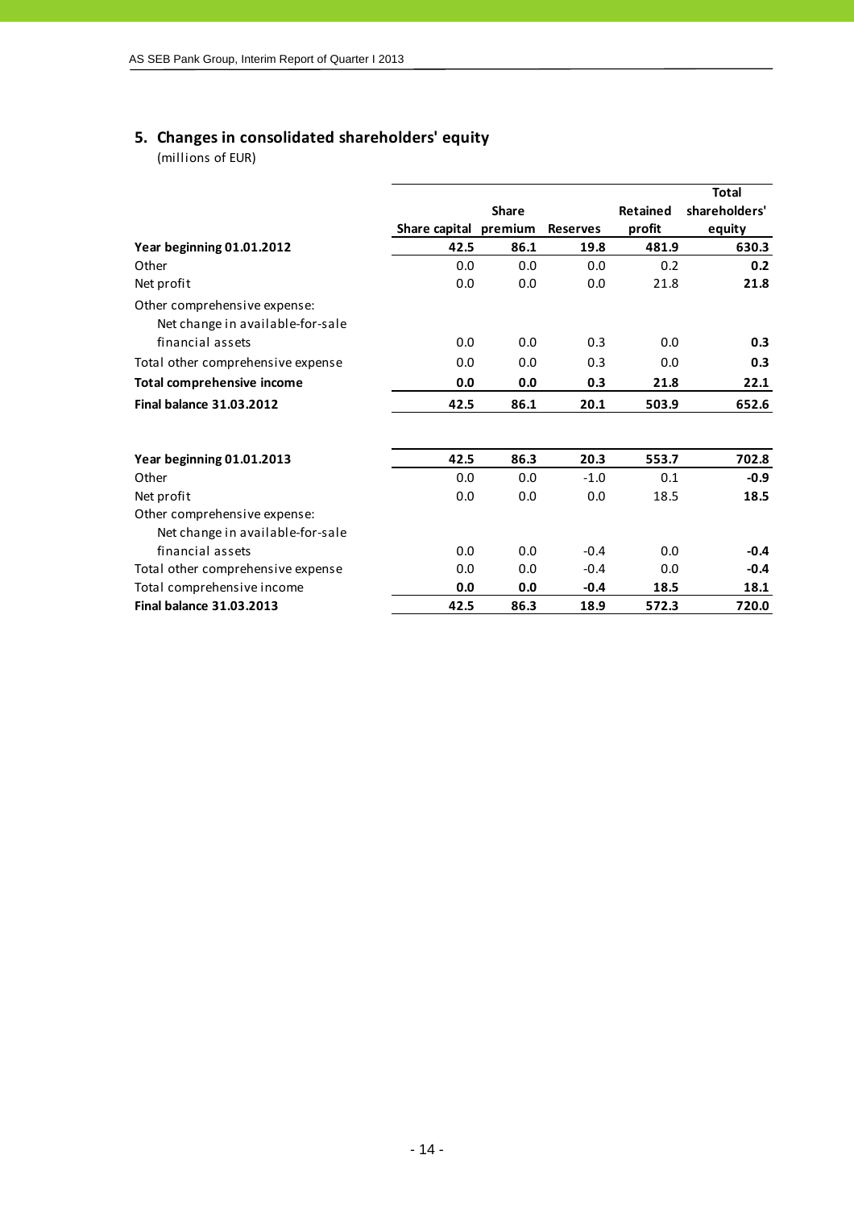## 5. Changes in consolidated shareholders' equity

(millions of EUR)

| | Share capital | Share premium | Reserves | Retained profit | Total shareholders' equity |
|---|---|---|---|---|---|
| **Year beginning 01.01.2012** | **42.5** | **86.1** | **19.8** | **481.9** | **630.3** |
| Other | 0.0 | 0.0 | 0.0 | 0.2 | **0.2** |
| Net profit | 0.0 | 0.0 | 0.0 | 21.8 | **21.8** |
| Other comprehensive expense: | | | | | |
| Net change in available-for-sale financial assets | 0.0 | 0.0 | 0.3 | 0.0 | **0.3** |
| Total other comprehensive expense | 0.0 | 0.0 | 0.3 | 0.0 | **0.3** |
| **Total comprehensive income** | **0.0** | **0.0** | **0.3** | **21.8** | **22.1** |
| **Final balance 31.03.2012** | **42.5** | **86.1** | **20.1** | **503.9** | **652.6** |
| | | | | | |
| **Year beginning 01.01.2013** | **42.5** | **86.3** | **20.3** | **553.7** | **702.8** |
| Other | 0.0 | 0.0 | -1.0 | 0.1 | **-0.9** |
| Net profit | 0.0 | 0.0 | 0.0 | 18.5 | **18.5** |
| Other comprehensive expense: | | | | | |
| Net change in available-for-sale financial assets | 0.0 | 0.0 | -0.4 | 0.0 | **-0.4** |
| Total other comprehensive expense | 0.0 | 0.0 | -0.4 | 0.0 | **-0.4** |
| Total comprehensive income | **0.0** | **0.0** | **-0.4** | **18.5** | **18.1** |
| **Final balance 31.03.2013** | **42.5** | **86.3** | **18.9** | **572.3** | **720.0** |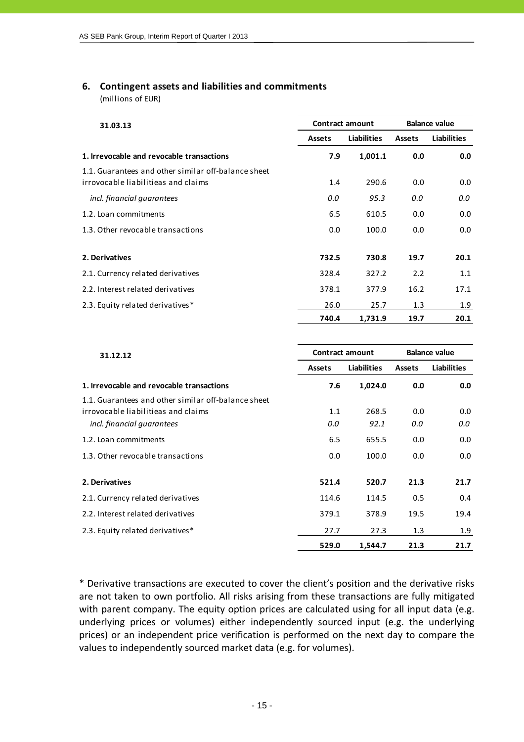## 6. Contingent assets and liabilities and commitments

(millions of EUR)

| 31.03.13 | Contract amount | | Balance value | |
|---|---|---|---|---|
| | Assets | Liabilities | Assets | Liabilities |
| **1. Irrevocable and revocable transactions** | **7.9** | **1,001.1** | **0.0** | **0.0** |
| 1.1. Guarantees and other similar off-balance sheet irrovocable liabilitieas and claims | 1.4 | 290.6 | 0.0 | 0.0 |
| *incl. financial guarantees* | *0.0* | *95.3* | *0.0* | *0.0* |
| 1.2. Loan commitments | 6.5 | 610.5 | 0.0 | 0.0 |
| 1.3. Other revocable transactions | 0.0 | 100.0 | 0.0 | 0.0 |
| **2. Derivatives** | **732.5** | **730.8** | **19.7** | **20.1** |
| 2.1. Currency related derivatives | 328.4 | 327.2 | 2.2 | 1.1 |
| 2.2. Interest related derivatives | 378.1 | 377.9 | 16.2 | 17.1 |
| 2.3. Equity related derivatives* | 26.0 | 25.7 | 1.3 | 1.9 |
| | **740.4** | **1,731.9** | **19.7** | **20.1** |

| 31.12.12 | Contract amount | | Balance value | |
|---|---|---|---|---|
| | Assets | Liabilities | Assets | Liabilities |
| **1. Irrevocable and revocable transactions** | **7.6** | **1,024.0** | **0.0** | **0.0** |
| 1.1. Guarantees and other similar off-balance sheet irrovocable liabilitieas and claims | 1.1 | 268.5 | 0.0 | 0.0 |
| *incl. financial guarantees* | *0.0* | *92.1* | *0.0* | *0.0* |
| 1.2. Loan commitments | 6.5 | 655.5 | 0.0 | 0.0 |
| 1.3. Other revocable transactions | 0.0 | 100.0 | 0.0 | 0.0 |
| **2. Derivatives** | **521.4** | **520.7** | **21.3** | **21.7** |
| 2.1. Currency related derivatives | 114.6 | 114.5 | 0.5 | 0.4 |
| 2.2. Interest related derivatives | 379.1 | 378.9 | 19.5 | 19.4 |
| 2.3. Equity related derivatives* | 27.7 | 27.3 | 1.3 | 1.9 |
| | **529.0** | **1,544.7** | **21.3** | **21.7** |

* Derivative transactions are executed to cover the client's position and the derivative risks are not taken to own portfolio. All risks arising from these transactions are fully mitigated with parent company. The equity option prices are calculated using for all input data (e.g. underlying prices or volumes) either independently sourced input (e.g. the underlying prices) or an independent price verification is performed on the next day to compare the values to independently sourced market data (e.g. for volumes).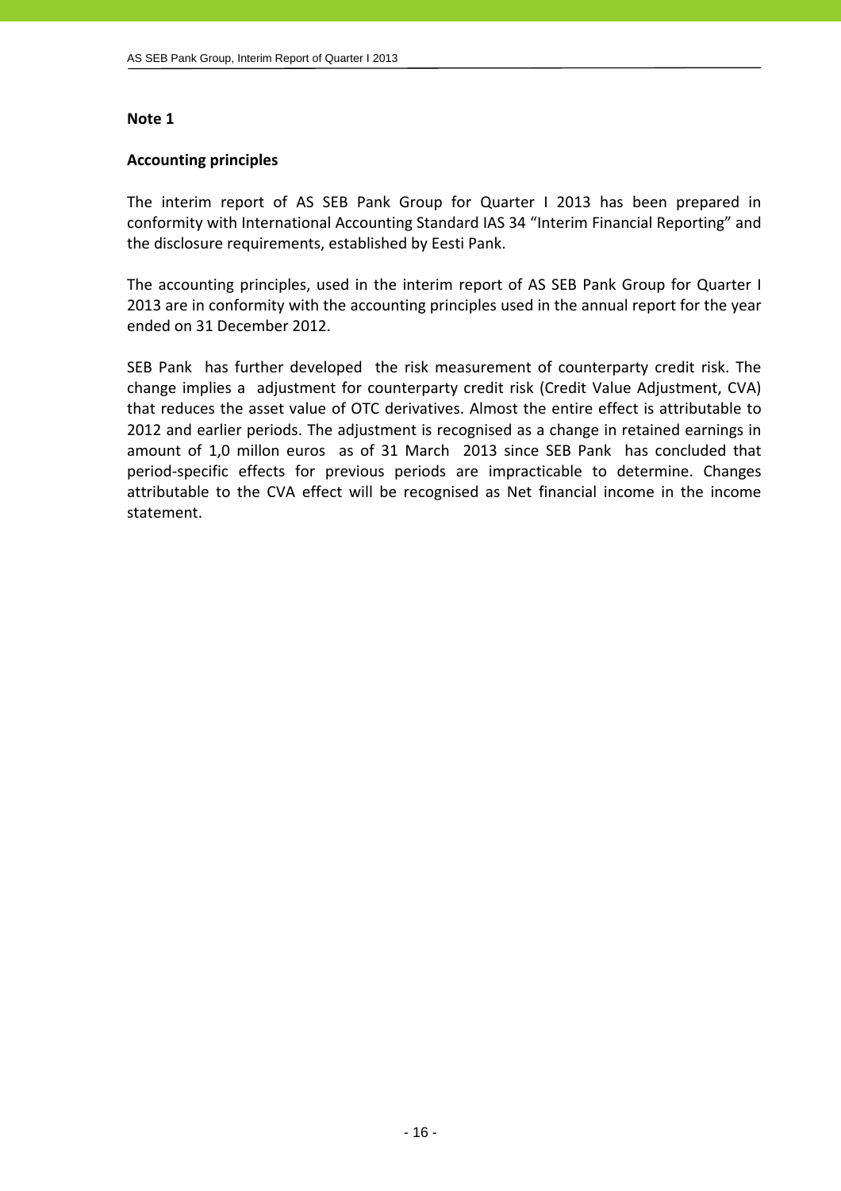**Note 1**

**Accounting principles**

The interim report of AS SEB Pank Group for Quarter I 2013 has been prepared in conformity with International Accounting Standard IAS 34 "Interim Financial Reporting" and the disclosure requirements, established by Eesti Pank.

The accounting principles, used in the interim report of AS SEB Pank Group for Quarter I 2013 are in conformity with the accounting principles used in the annual report for the year ended on 31 December 2012.

SEB Pank has further developed the risk measurement of counterparty credit risk. The change implies a adjustment for counterparty credit risk (Credit Value Adjustment, CVA) that reduces the asset value of OTC derivatives. Almost the entire effect is attributable to 2012 and earlier periods. The adjustment is recognised as a change in retained earnings in amount of 1,0 millon euros as of 31 March 2013 since SEB Pank has concluded that period-specific effects for previous periods are impracticable to determine. Changes attributable to the CVA effect will be recognised as Net financial income in the income statement.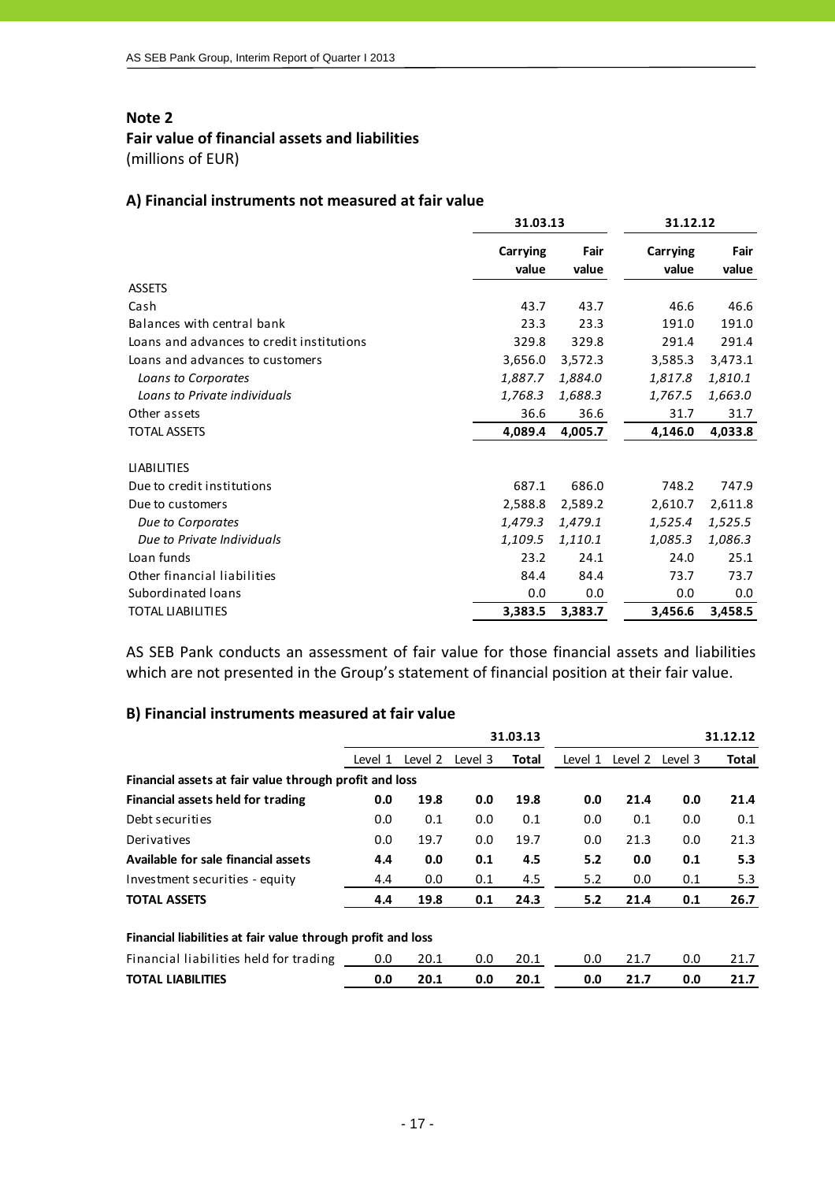## Note 2

## Fair value of financial assets and liabilities

(millions of EUR)

### A) Financial instruments not measured at fair value

| | 31.03.13 | | 31.12.12 | |
|---|---|---|---|---|
| | **Carrying value** | **Fair value** | **Carrying value** | **Fair value** |
| ASSETS | | | | |
| Cash | 43.7 | 43.7 | 46.6 | 46.6 |
| Balances with central bank | 23.3 | 23.3 | 191.0 | 191.0 |
| Loans and advances to credit institutions | 329.8 | 329.8 | 291.4 | 291.4 |
| Loans and advances to customers | 3,656.0 | 3,572.3 | 3,585.3 | 3,473.1 |
| *Loans to Corporates* | *1,887.7* | *1,884.0* | *1,817.8* | *1,810.1* |
| *Loans to Private individuals* | *1,768.3* | *1,688.3* | *1,767.5* | *1,663.0* |
| Other assets | 36.6 | 36.6 | 31.7 | 31.7 |
| TOTAL ASSETS | **4,089.4** | **4,005.7** | **4,146.0** | **4,033.8** |
| | | | | |
| LIABILITIES | | | | |
| Due to credit institutions | 687.1 | 686.0 | 748.2 | 747.9 |
| Due to customers | 2,588.8 | 2,589.2 | 2,610.7 | 2,611.8 |
| *Due to Corporates* | *1,479.3* | *1,479.1* | *1,525.4* | *1,525.5* |
| *Due to Private Individuals* | *1,109.5* | *1,110.1* | *1,085.3* | *1,086.3* |
| Loan funds | 23.2 | 24.1 | 24.0 | 25.1 |
| Other financial liabilities | 84.4 | 84.4 | 73.7 | 73.7 |
| Subordinated loans | 0.0 | 0.0 | 0.0 | 0.0 |
| TOTAL LIABILITIES | **3,383.5** | **3,383.7** | **3,456.6** | **3,458.5** |

AS SEB Pank conducts an assessment of fair value for those financial assets and liabilities which are not presented in the Group's statement of financial position at their fair value.

### B) Financial instruments measured at fair value

| | 31.03.13 | | | | 31.12.12 | | | |
|---|---|---|---|---|---|---|---|---|
| | Level 1 | Level 2 | Level 3 | **Total** | Level 1 | Level 2 | Level 3 | **Total** |
| **Financial assets at fair value through profit and loss** | | | | | | | | |
| **Financial assets held for trading** | **0.0** | **19.8** | **0.0** | **19.8** | **0.0** | **21.4** | **0.0** | **21.4** |
| Debt securities | 0.0 | 0.1 | 0.0 | 0.1 | 0.0 | 0.1 | 0.0 | 0.1 |
| Derivatives | 0.0 | 19.7 | 0.0 | 19.7 | 0.0 | 21.3 | 0.0 | 21.3 |
| **Available for sale financial assets** | **4.4** | **0.0** | **0.1** | **4.5** | **5.2** | **0.0** | **0.1** | **5.3** |
| Investment securities - equity | 4.4 | 0.0 | 0.1 | 4.5 | 5.2 | 0.0 | 0.1 | 5.3 |
| **TOTAL ASSETS** | **4.4** | **19.8** | **0.1** | **24.3** | **5.2** | **21.4** | **0.1** | **26.7** |
| | | | | | | | | |
| **Financial liabilities at fair value through profit and loss** | | | | | | | | |
| Financial liabilities held for trading | 0.0 | 20.1 | 0.0 | 20.1 | 0.0 | 21.7 | 0.0 | 21.7 |
| **TOTAL LIABILITIES** | **0.0** | **20.1** | **0.0** | **20.1** | **0.0** | **21.7** | **0.0** | **21.7** |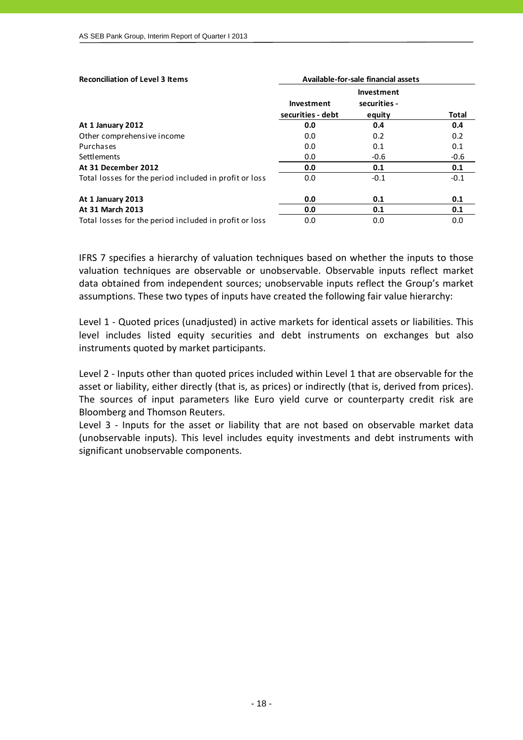| **Reconciliation of Level 3 Items** | **Available-for-sale financial assets** | | |
|---|---|---|---|
| | **Investment securities - debt** | **Investment securities - equity** | **Total** |
| **At 1 January 2012** | **0.0** | **0.4** | **0.4** |
| Other comprehensive income | 0.0 | 0.2 | 0.2 |
| Purchases | 0.0 | 0.1 | 0.1 |
| Settlements | 0.0 | -0.6 | -0.6 |
| **At 31 December 2012** | **0.0** | **0.1** | **0.1** |
| Total losses for the period included in profit or loss | 0.0 | -0.1 | -0.1 |
| | | | |
| **At 1 January 2013** | **0.0** | **0.1** | **0.1** |
| **At 31 March 2013** | **0.0** | **0.1** | **0.1** |
| Total losses for the period included in profit or loss | 0.0 | 0.0 | 0.0 |

IFRS 7 specifies a hierarchy of valuation techniques based on whether the inputs to those valuation techniques are observable or unobservable. Observable inputs reflect market data obtained from independent sources; unobservable inputs reflect the Group's market assumptions. These two types of inputs have created the following fair value hierarchy:

Level 1 - Quoted prices (unadjusted) in active markets for identical assets or liabilities. This level includes listed equity securities and debt instruments on exchanges but also instruments quoted by market participants.

Level 2 - Inputs other than quoted prices included within Level 1 that are observable for the asset or liability, either directly (that is, as prices) or indirectly (that is, derived from prices). The sources of input parameters like Euro yield curve or counterparty credit risk are Bloomberg and Thomson Reuters.

Level 3 - Inputs for the asset or liability that are not based on observable market data (unobservable inputs). This level includes equity investments and debt instruments with significant unobservable components.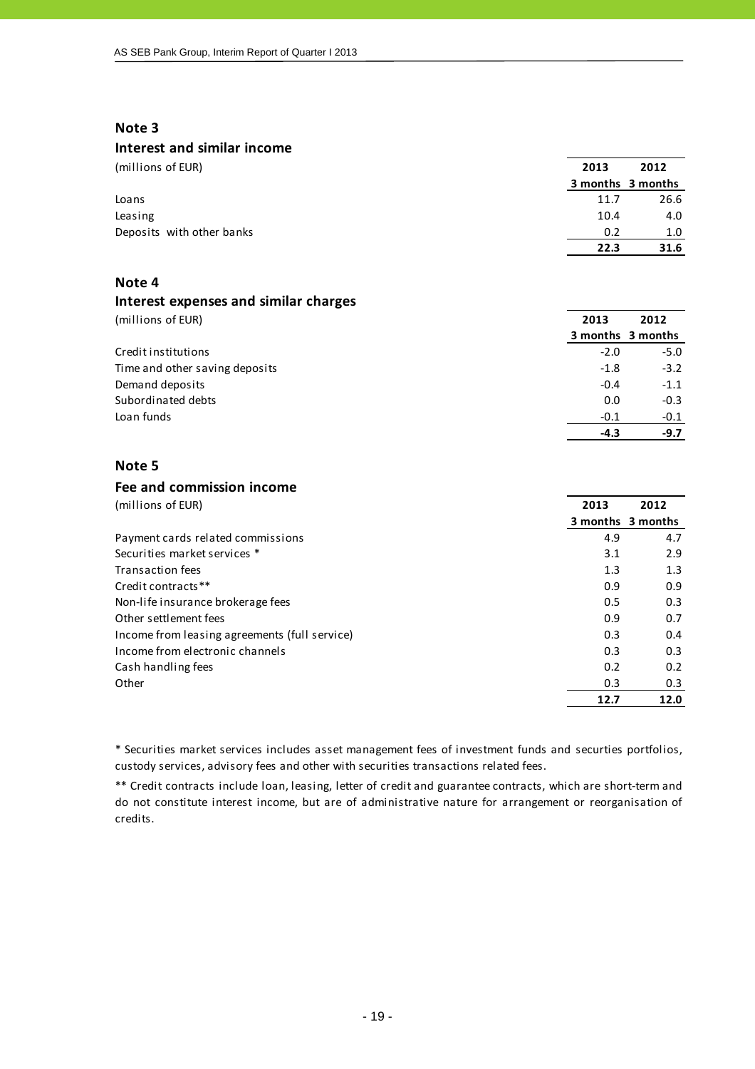## Note 3

### Interest and similar income

| (millions of EUR) | 2013 3 months | 2012 3 months |
|---|---|---|
| Loans | 11.7 | 26.6 |
| Leasing | 10.4 | 4.0 |
| Deposits with other banks | 0.2 | 1.0 |
| | **22.3** | **31.6** |

## Note 4

### Interest expenses and similar charges

| (millions of EUR) | 2013 3 months | 2012 3 months |
|---|---|---|
| Credit institutions | -2.0 | -5.0 |
| Time and other saving deposits | -1.8 | -3.2 |
| Demand deposits | -0.4 | -1.1 |
| Subordinated debts | 0.0 | -0.3 |
| Loan funds | -0.1 | -0.1 |
| | **-4.3** | **-9.7** |

## Note 5

### Fee and commission income

| (millions of EUR) | 2013 3 months | 2012 3 months |
|---|---|---|
| Payment cards related commissions | 4.9 | 4.7 |
| Securities market services * | 3.1 | 2.9 |
| Transaction fees | 1.3 | 1.3 |
| Credit contracts** | 0.9 | 0.9 |
| Non-life insurance brokerage fees | 0.5 | 0.3 |
| Other settlement fees | 0.9 | 0.7 |
| Income from leasing agreements (full service) | 0.3 | 0.4 |
| Income from electronic channels | 0.3 | 0.3 |
| Cash handling fees | 0.2 | 0.2 |
| Other | 0.3 | 0.3 |
| | **12.7** | **12.0** |

* Securities market services includes asset management fees of investment funds and securties portfolios, custody services, advisory fees and other with securities transactions related fees.

** Credit contracts include loan, leasing, letter of credit and guarantee contracts, which are short-term and do not constitute interest income, but are of administrative nature for arrangement or reorganisation of credits.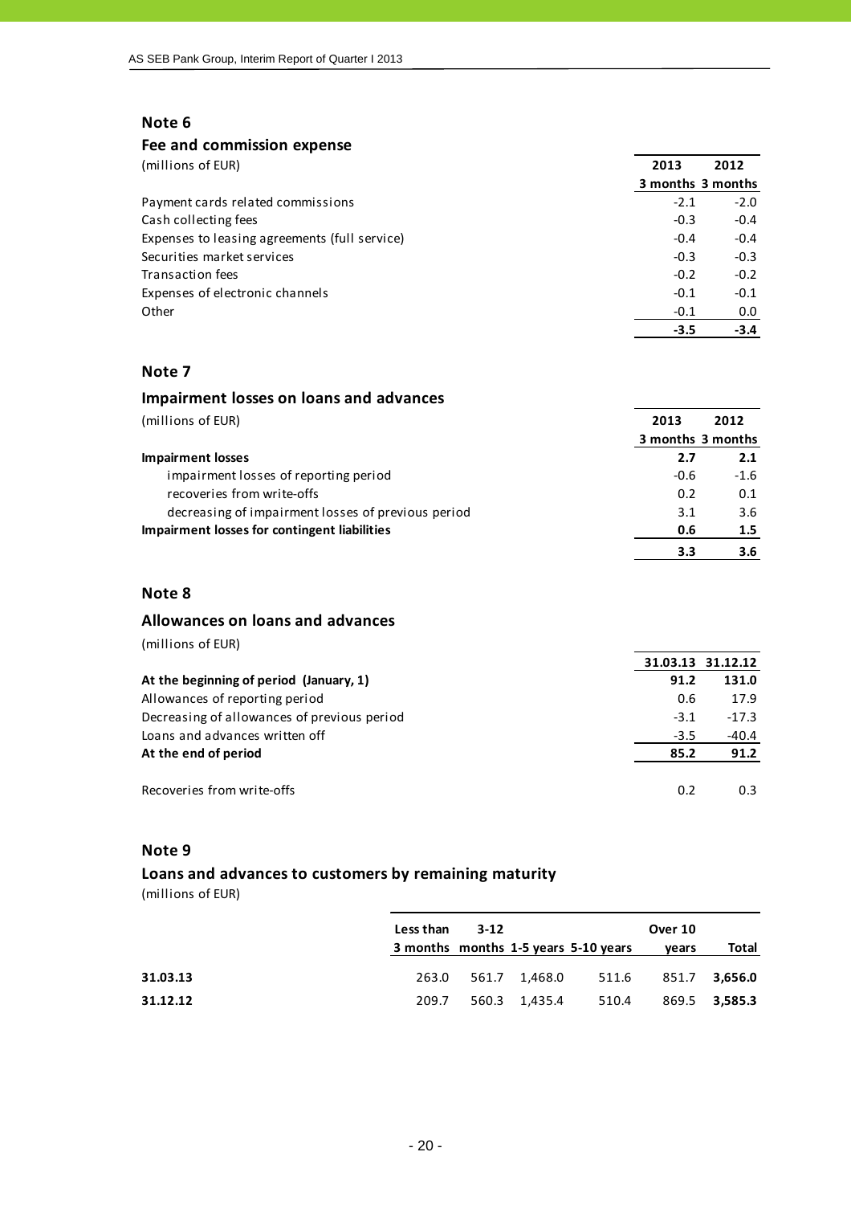## Note 6

### Fee and commission expense

(millions of EUR)

| | 2013 3 months | 2012 3 months |
|---|---|---|
| Payment cards related commissions | -2.1 | -2.0 |
| Cash collecting fees | -0.3 | -0.4 |
| Expenses to leasing agreements (full service) | -0.4 | -0.4 |
| Securities market services | -0.3 | -0.3 |
| Transaction fees | -0.2 | -0.2 |
| Expenses of electronic channels | -0.1 | -0.1 |
| Other | -0.1 | 0.0 |
| | **-3.5** | **-3.4** |

## Note 7

### Impairment losses on loans and advances

(millions of EUR)

| | 2013 3 months | 2012 3 months |
|---|---|---|
| **Impairment losses** | **2.7** | **2.1** |
| impairment losses of reporting period | -0.6 | -1.6 |
| recoveries from write-offs | 0.2 | 0.1 |
| decreasing of impairment losses of previous period | 3.1 | 3.6 |
| **Impairment losses for contingent liabilities** | **0.6** | **1.5** |
| | **3.3** | **3.6** |

## Note 8

### Allowances on loans and advances

(millions of EUR)

| | 31.03.13 | 31.12.12 |
|---|---|---|
| **At the beginning of period (January, 1)** | **91.2** | **131.0** |
| Allowances of reporting period | 0.6 | 17.9 |
| Decreasing of allowances of previous period | -3.1 | -17.3 |
| Loans and advances written off | -3.5 | -40.4 |
| **At the end of period** | **85.2** | **91.2** |
| | | |
| Recoveries from write-offs | 0.2 | 0.3 |

## Note 9

### Loans and advances to customers by remaining maturity

(millions of EUR)

| | Less than 3 months | 3-12 months | 1-5 years | 5-10 years | Over 10 years | Total |
|---|---|---|---|---|---|---|
| **31.03.13** | 263.0 | 561.7 | 1,468.0 | 511.6 | 851.7 | **3,656.0** |
| **31.12.12** | 209.7 | 560.3 | 1,435.4 | 510.4 | 869.5 | **3,585.3** |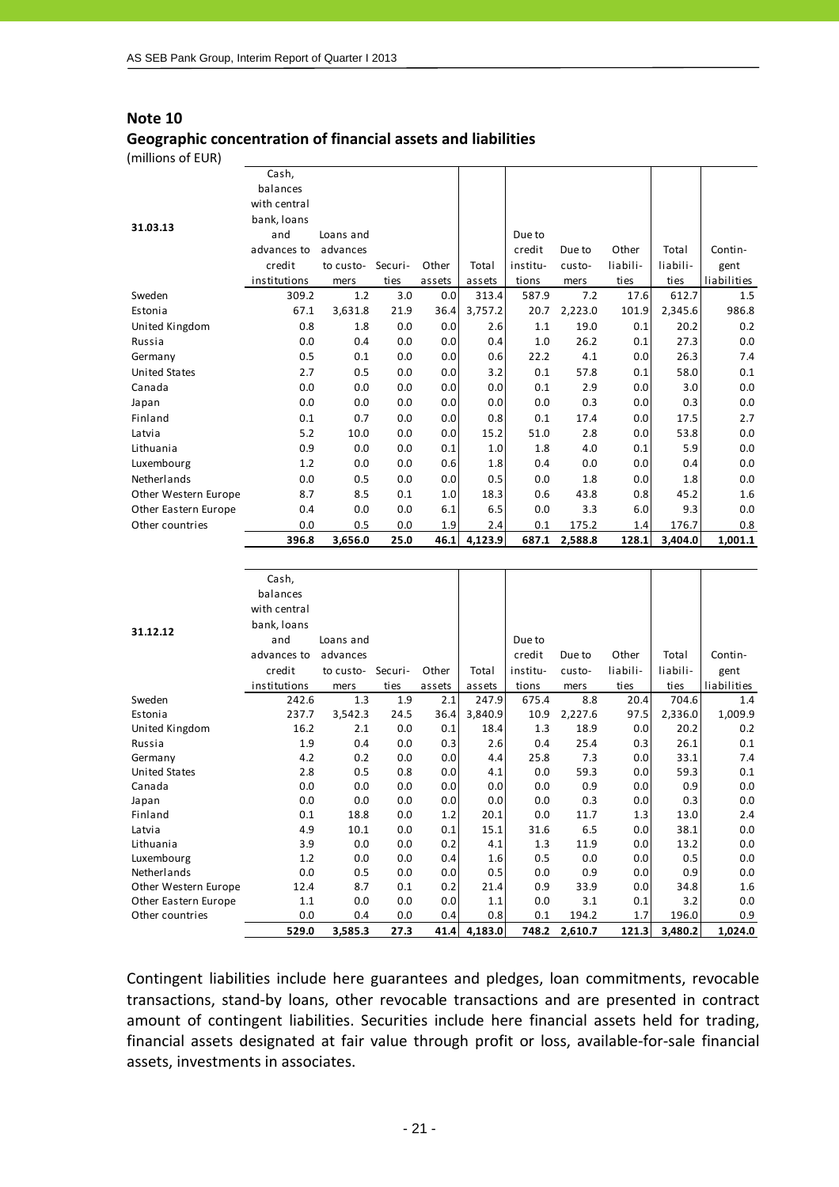## Note 10

### Geographic concentration of financial assets and liabilities

(millions of EUR)

| 31.03.13 | Cash, balances with central bank, loans and advances to credit institutions | Loans and advances to customers | Securities | Other assets | Total assets | Due to credit institutions | Due to customers | Other liabilities | Total liabilities | Contingent liabilities |
|---|---|---|---|---|---|---|---|---|---|---|
| Sweden | 309.2 | 1.2 | 3.0 | 0.0 | 313.4 | 587.9 | 7.2 | 17.6 | 612.7 | 1.5 |
| Estonia | 67.1 | 3,631.8 | 21.9 | 36.4 | 3,757.2 | 20.7 | 2,223.0 | 101.9 | 2,345.6 | 986.8 |
| United Kingdom | 0.8 | 1.8 | 0.0 | 0.0 | 2.6 | 1.1 | 19.0 | 0.1 | 20.2 | 0.2 |
| Russia | 0.0 | 0.4 | 0.0 | 0.0 | 0.4 | 1.0 | 26.2 | 0.1 | 27.3 | 0.0 |
| Germany | 0.5 | 0.1 | 0.0 | 0.0 | 0.6 | 22.2 | 4.1 | 0.0 | 26.3 | 7.4 |
| United States | 2.7 | 0.5 | 0.0 | 0.0 | 3.2 | 0.1 | 57.8 | 0.1 | 58.0 | 0.1 |
| Canada | 0.0 | 0.0 | 0.0 | 0.0 | 0.0 | 0.1 | 2.9 | 0.0 | 3.0 | 0.0 |
| Japan | 0.0 | 0.0 | 0.0 | 0.0 | 0.0 | 0.0 | 0.3 | 0.0 | 0.3 | 0.0 |
| Finland | 0.1 | 0.7 | 0.0 | 0.0 | 0.8 | 0.1 | 17.4 | 0.0 | 17.5 | 2.7 |
| Latvia | 5.2 | 10.0 | 0.0 | 0.0 | 15.2 | 51.0 | 2.8 | 0.0 | 53.8 | 0.0 |
| Lithuania | 0.9 | 0.0 | 0.0 | 0.1 | 1.0 | 1.8 | 4.0 | 0.1 | 5.9 | 0.0 |
| Luxembourg | 1.2 | 0.0 | 0.0 | 0.6 | 1.8 | 0.4 | 0.0 | 0.0 | 0.4 | 0.0 |
| Netherlands | 0.0 | 0.5 | 0.0 | 0.0 | 0.5 | 0.0 | 1.8 | 0.0 | 1.8 | 0.0 |
| Other Western Europe | 8.7 | 8.5 | 0.1 | 1.0 | 18.3 | 0.6 | 43.8 | 0.8 | 45.2 | 1.6 |
| Other Eastern Europe | 0.4 | 0.0 | 0.0 | 6.1 | 6.5 | 0.0 | 3.3 | 6.0 | 9.3 | 0.0 |
| Other countries | 0.0 | 0.5 | 0.0 | 1.9 | 2.4 | 0.1 | 175.2 | 1.4 | 176.7 | 0.8 |
| | **396.8** | **3,656.0** | **25.0** | **46.1** | **4,123.9** | **687.1** | **2,588.8** | **128.1** | **3,404.0** | **1,001.1** |

| 31.12.12 | Cash, balances with central bank, loans and advances to credit institutions | Loans and advances to customers | Securities | Other assets | Total assets | Due to credit institutions | Due to customers | Other liabilities | Total liabilities | Contingent liabilities |
|---|---|---|---|---|---|---|---|---|---|---|
| Sweden | 242.6 | 1.3 | 1.9 | 2.1 | 247.9 | 675.4 | 8.8 | 20.4 | 704.6 | 1.4 |
| Estonia | 237.7 | 3,542.3 | 24.5 | 36.4 | 3,840.9 | 10.9 | 2,227.6 | 97.5 | 2,336.0 | 1,009.9 |
| United Kingdom | 16.2 | 2.1 | 0.0 | 0.1 | 18.4 | 1.3 | 18.9 | 0.0 | 20.2 | 0.2 |
| Russia | 1.9 | 0.4 | 0.0 | 0.3 | 2.6 | 0.4 | 25.4 | 0.3 | 26.1 | 0.1 |
| Germany | 4.2 | 0.2 | 0.0 | 0.0 | 4.4 | 25.8 | 7.3 | 0.0 | 33.1 | 7.4 |
| United States | 2.8 | 0.5 | 0.8 | 0.0 | 4.1 | 0.0 | 59.3 | 0.0 | 59.3 | 0.1 |
| Canada | 0.0 | 0.0 | 0.0 | 0.0 | 0.0 | 0.0 | 0.9 | 0.0 | 0.9 | 0.0 |
| Japan | 0.0 | 0.0 | 0.0 | 0.0 | 0.0 | 0.0 | 0.3 | 0.0 | 0.3 | 0.0 |
| Finland | 0.1 | 18.8 | 0.0 | 1.2 | 20.1 | 0.0 | 11.7 | 1.3 | 13.0 | 2.4 |
| Latvia | 4.9 | 10.1 | 0.0 | 0.1 | 15.1 | 31.6 | 6.5 | 0.0 | 38.1 | 0.0 |
| Lithuania | 3.9 | 0.0 | 0.0 | 0.2 | 4.1 | 1.3 | 11.9 | 0.0 | 13.2 | 0.0 |
| Luxembourg | 1.2 | 0.0 | 0.0 | 0.4 | 1.6 | 0.5 | 0.0 | 0.0 | 0.5 | 0.0 |
| Netherlands | 0.0 | 0.5 | 0.0 | 0.0 | 0.5 | 0.0 | 0.9 | 0.0 | 0.9 | 0.0 |
| Other Western Europe | 12.4 | 8.7 | 0.1 | 0.2 | 21.4 | 0.9 | 33.9 | 0.0 | 34.8 | 1.6 |
| Other Eastern Europe | 1.1 | 0.0 | 0.0 | 0.0 | 1.1 | 0.0 | 3.1 | 0.1 | 3.2 | 0.0 |
| Other countries | 0.0 | 0.4 | 0.0 | 0.4 | 0.8 | 0.1 | 194.2 | 1.7 | 196.0 | 0.9 |
| | **529.0** | **3,585.3** | **27.3** | **41.4** | **4,183.0** | **748.2** | **2,610.7** | **121.3** | **3,480.2** | **1,024.0** |

Contingent liabilities include here guarantees and pledges, loan commitments, revocable transactions, stand-by loans, other revocable transactions and are presented in contract amount of contingent liabilities. Securities include here financial assets held for trading, financial assets designated at fair value through profit or loss, available-for-sale financial assets, investments in associates.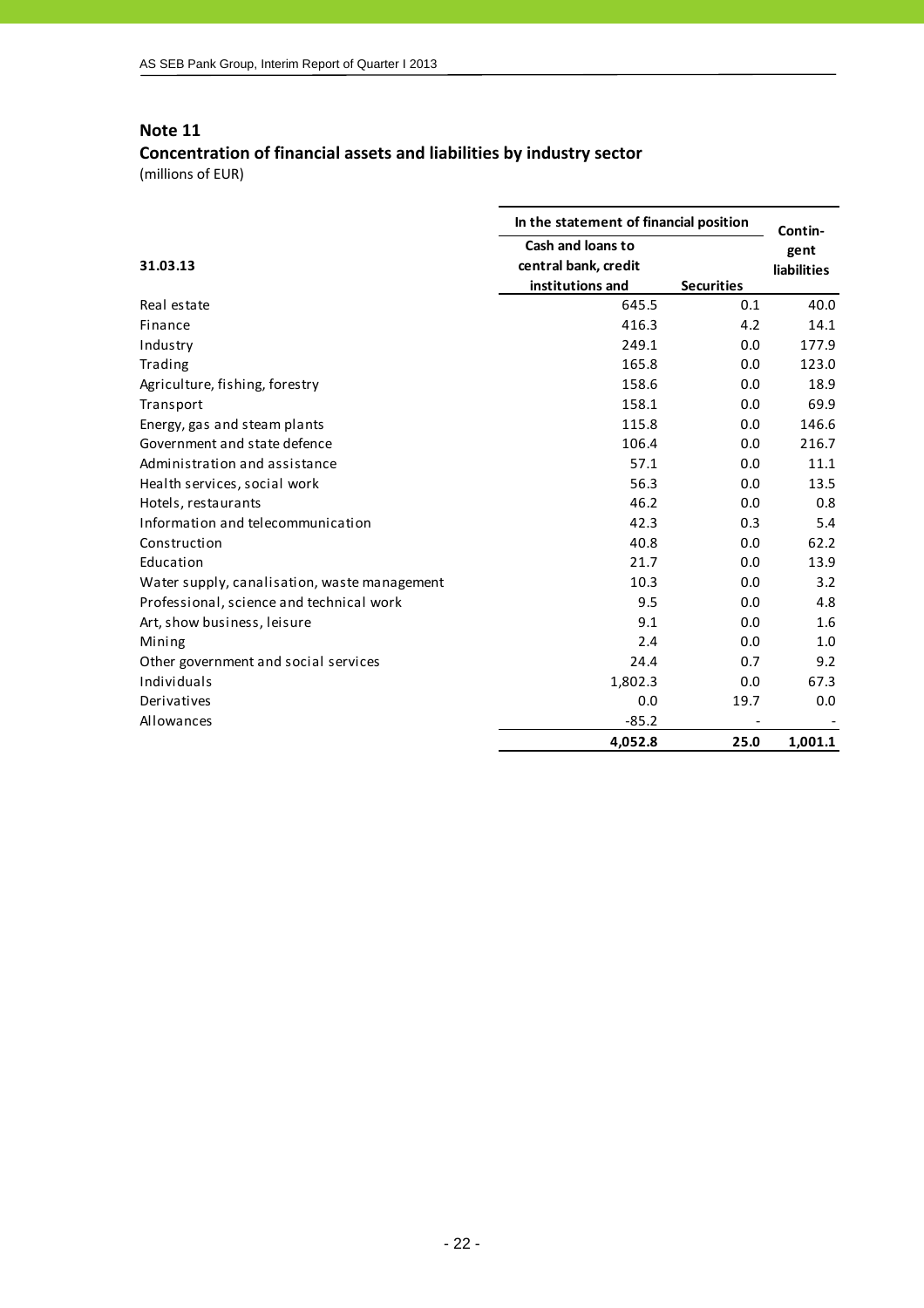## Note 11

### Concentration of financial assets and liabilities by industry sector

(millions of EUR)

| 31.03.13 | In the statement of financial position | | Contin-gent liabilities |
|---|---|---|---|
| | Cash and loans to central bank, credit institutions and | Securities | |
| Real estate | 645.5 | 0.1 | 40.0 |
| Finance | 416.3 | 4.2 | 14.1 |
| Industry | 249.1 | 0.0 | 177.9 |
| Trading | 165.8 | 0.0 | 123.0 |
| Agriculture, fishing, forestry | 158.6 | 0.0 | 18.9 |
| Transport | 158.1 | 0.0 | 69.9 |
| Energy, gas and steam plants | 115.8 | 0.0 | 146.6 |
| Government and state defence | 106.4 | 0.0 | 216.7 |
| Administration and assistance | 57.1 | 0.0 | 11.1 |
| Health services, social work | 56.3 | 0.0 | 13.5 |
| Hotels, restaurants | 46.2 | 0.0 | 0.8 |
| Information and telecommunication | 42.3 | 0.3 | 5.4 |
| Construction | 40.8 | 0.0 | 62.2 |
| Education | 21.7 | 0.0 | 13.9 |
| Water supply, canalisation, waste management | 10.3 | 0.0 | 3.2 |
| Professional, science and technical work | 9.5 | 0.0 | 4.8 |
| Art, show business, leisure | 9.1 | 0.0 | 1.6 |
| Mining | 2.4 | 0.0 | 1.0 |
| Other government and social services | 24.4 | 0.7 | 9.2 |
| Individuals | 1,802.3 | 0.0 | 67.3 |
| Derivatives | 0.0 | 19.7 | 0.0 |
| Allowances | -85.2 | - | - |
| | **4,052.8** | **25.0** | **1,001.1** |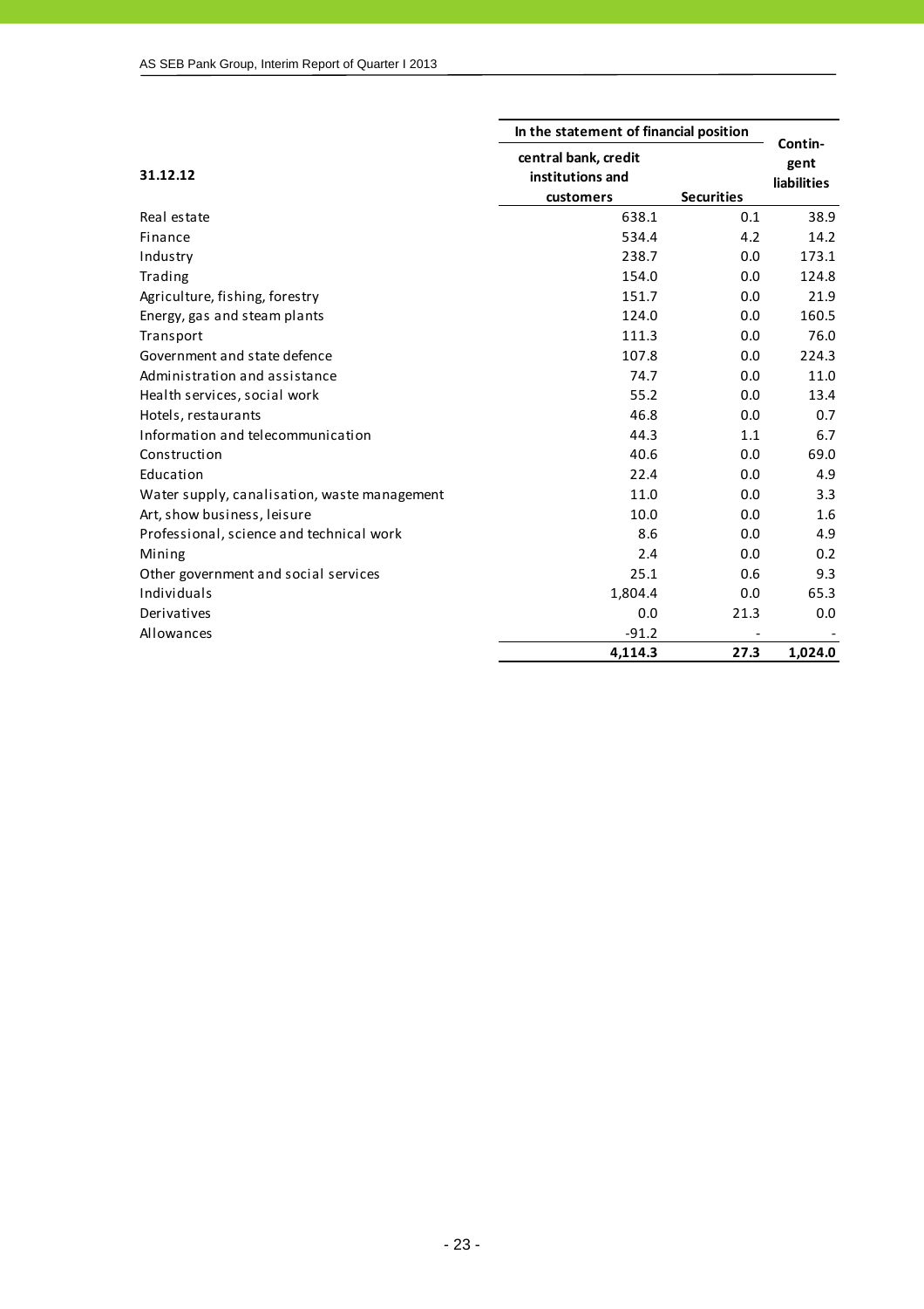| 31.12.12 | In the statement of financial position | | Contin-gent liabilities |
|---|---|---|---|
| | central bank, credit institutions and customers | Securities | |
| Real estate | 638.1 | 0.1 | 38.9 |
| Finance | 534.4 | 4.2 | 14.2 |
| Industry | 238.7 | 0.0 | 173.1 |
| Trading | 154.0 | 0.0 | 124.8 |
| Agriculture, fishing, forestry | 151.7 | 0.0 | 21.9 |
| Energy, gas and steam plants | 124.0 | 0.0 | 160.5 |
| Transport | 111.3 | 0.0 | 76.0 |
| Government and state defence | 107.8 | 0.0 | 224.3 |
| Administration and assistance | 74.7 | 0.0 | 11.0 |
| Health services, social work | 55.2 | 0.0 | 13.4 |
| Hotels, restaurants | 46.8 | 0.0 | 0.7 |
| Information and telecommunication | 44.3 | 1.1 | 6.7 |
| Construction | 40.6 | 0.0 | 69.0 |
| Education | 22.4 | 0.0 | 4.9 |
| Water supply, canalisation, waste management | 11.0 | 0.0 | 3.3 |
| Art, show business, leisure | 10.0 | 0.0 | 1.6 |
| Professional, science and technical work | 8.6 | 0.0 | 4.9 |
| Mining | 2.4 | 0.0 | 0.2 |
| Other government and social services | 25.1 | 0.6 | 9.3 |
| Individuals | 1,804.4 | 0.0 | 65.3 |
| Derivatives | 0.0 | 21.3 | 0.0 |
| Allowances | -91.2 | - | - |
| | **4,114.3** | **27.3** | **1,024.0** |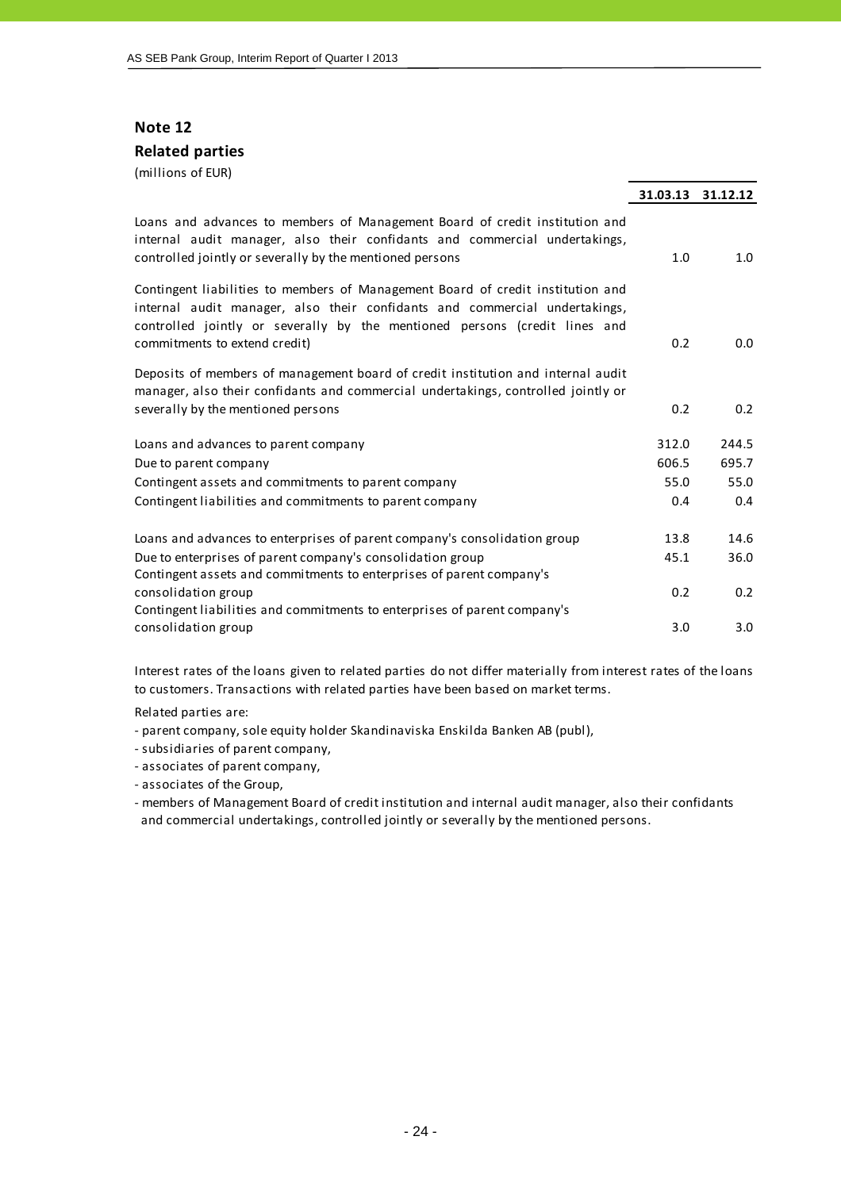## Note 12

## Related parties

(millions of EUR)

| | 31.03.13 | 31.12.12 |
|---|---|---|
| Loans and advances to members of Management Board of credit institution and internal audit manager, also their confidants and commercial undertakings, controlled jointly or severally by the mentioned persons | 1.0 | 1.0 |
| Contingent liabilities to members of Management Board of credit institution and internal audit manager, also their confidants and commercial undertakings, controlled jointly or severally by the mentioned persons (credit lines and commitments to extend credit) | 0.2 | 0.0 |
| Deposits of members of management board of credit institution and internal audit manager, also their confidants and commercial undertakings, controlled jointly or severally by the mentioned persons | 0.2 | 0.2 |
| Loans and advances to parent company | 312.0 | 244.5 |
| Due to parent company | 606.5 | 695.7 |
| Contingent assets and commitments to parent company | 55.0 | 55.0 |
| Contingent liabilities and commitments to parent company | 0.4 | 0.4 |
| Loans and advances to enterprises of parent company's consolidation group | 13.8 | 14.6 |
| Due to enterprises of parent company's consolidation group | 45.1 | 36.0 |
| Contingent assets and commitments to enterprises of parent company's consolidation group | 0.2 | 0.2 |
| Contingent liabilities and commitments to enterprises of parent company's consolidation group | 3.0 | 3.0 |

Interest rates of the loans given to related parties do not differ materially from interest rates of the loans to customers. Transactions with related parties have been based on market terms.

Related parties are:

- parent company, sole equity holder Skandinaviska Enskilda Banken AB (publ),
- subsidiaries of parent company,
- associates of parent company,
- associates of the Group,
- members of Management Board of credit institution and internal audit manager, also their confidants and commercial undertakings, controlled jointly or severally by the mentioned persons.